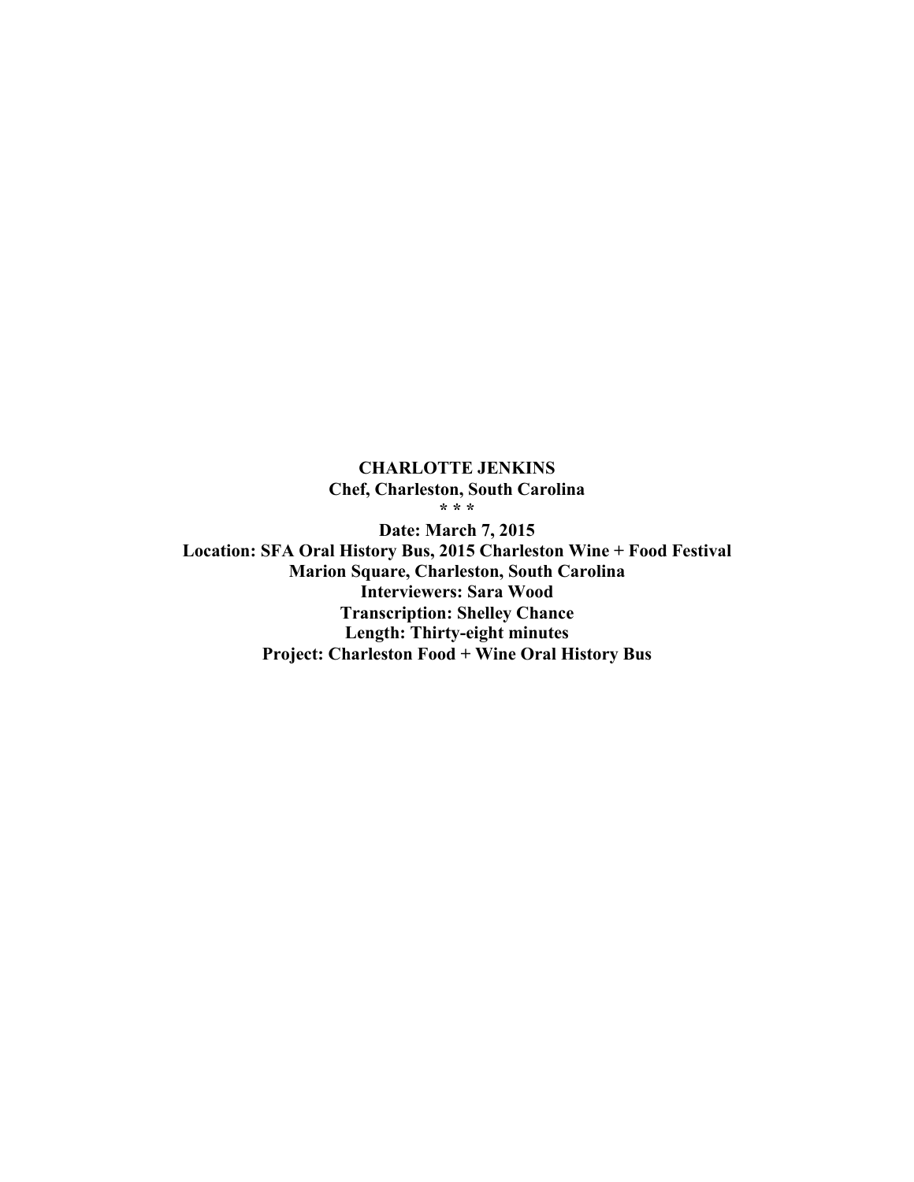**CHARLOTTE JENKINS**
**Chef, Charleston, South Carolina**
**\* \* \***
**Date: March 7, 2015**
**Location: SFA Oral History Bus, 2015 Charleston Wine + Food Festival**
**Marion Square, Charleston, South Carolina**
**Interviewers: Sara Wood**
**Transcription: Shelley Chance**
**Length: Thirty-eight minutes**
**Project: Charleston Food + Wine Oral History Bus**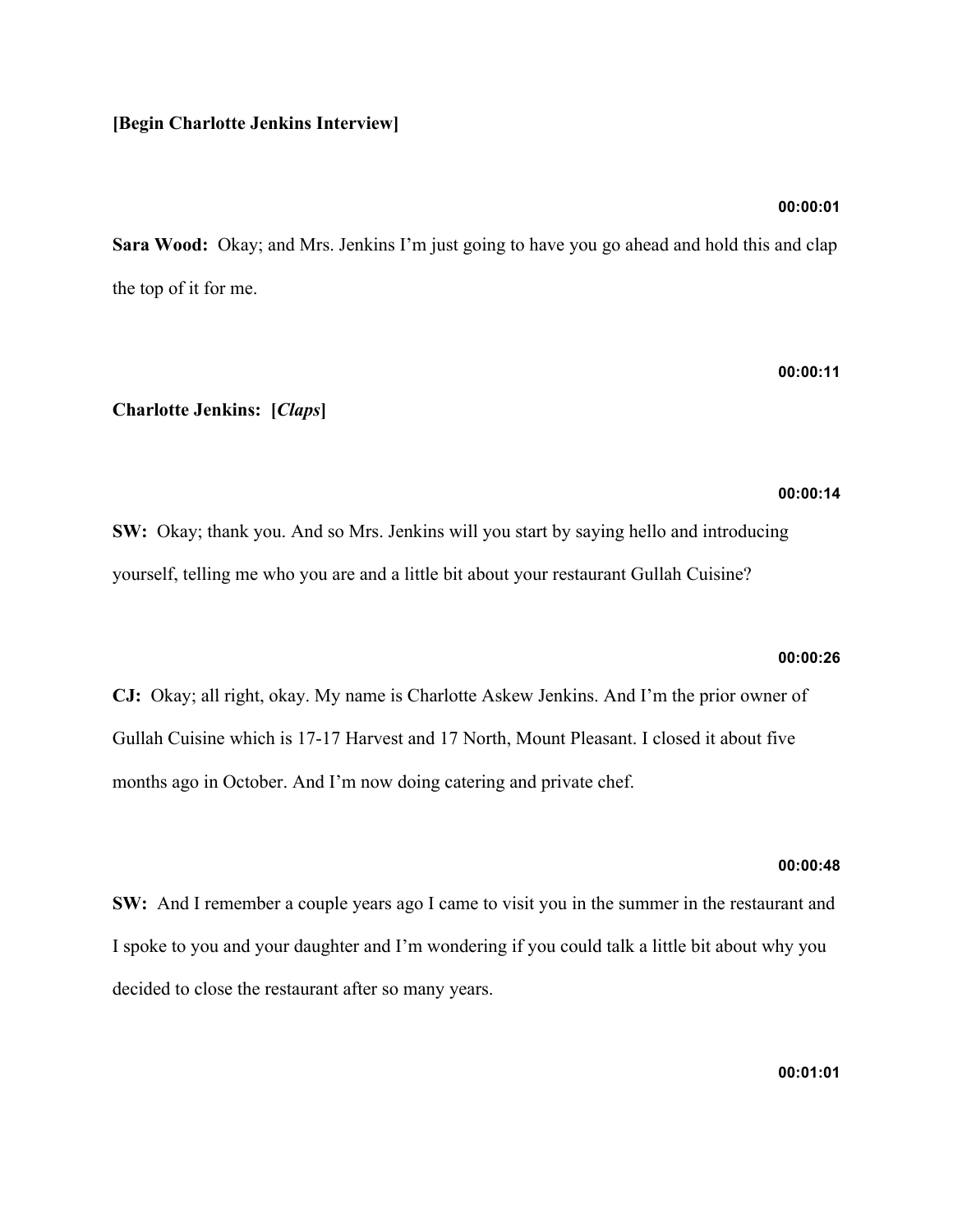**[Begin Charlotte Jenkins Interview]**

00:00:01

**Sara Wood:** Okay; and Mrs. Jenkins I'm just going to have you go ahead and hold this and clap the top of it for me.

00:00:11

**Charlotte Jenkins: [*Claps*]**

00:00:14

**SW:** Okay; thank you. And so Mrs. Jenkins will you start by saying hello and introducing yourself, telling me who you are and a little bit about your restaurant Gullah Cuisine?

00:00:26

**CJ:** Okay; all right, okay. My name is Charlotte Askew Jenkins. And I'm the prior owner of Gullah Cuisine which is 17-17 Harvest and 17 North, Mount Pleasant. I closed it about five months ago in October. And I'm now doing catering and private chef.

00:00:48

**SW:** And I remember a couple years ago I came to visit you in the summer in the restaurant and I spoke to you and your daughter and I'm wondering if you could talk a little bit about why you decided to close the restaurant after so many years.

00:01:01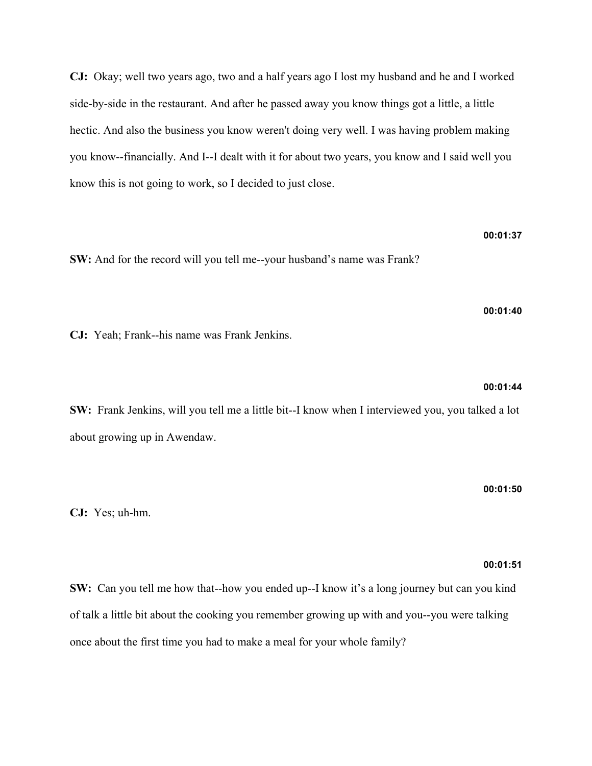**CJ:** Okay; well two years ago, two and a half years ago I lost my husband and he and I worked side-by-side in the restaurant. And after he passed away you know things got a little, a little hectic. And also the business you know weren't doing very well. I was having problem making you know--financially. And I--I dealt with it for about two years, you know and I said well you know this is not going to work, so I decided to just close.

**00:01:37**

**SW:** And for the record will you tell me--your husband's name was Frank?

**00:01:40**

**CJ:** Yeah; Frank--his name was Frank Jenkins.

**00:01:44**

**SW:** Frank Jenkins, will you tell me a little bit--I know when I interviewed you, you talked a lot about growing up in Awendaw.

**00:01:50**

**CJ:** Yes; uh-hm.

**00:01:51**

**SW:** Can you tell me how that--how you ended up--I know it's a long journey but can you kind of talk a little bit about the cooking you remember growing up with and you--you were talking once about the first time you had to make a meal for your whole family?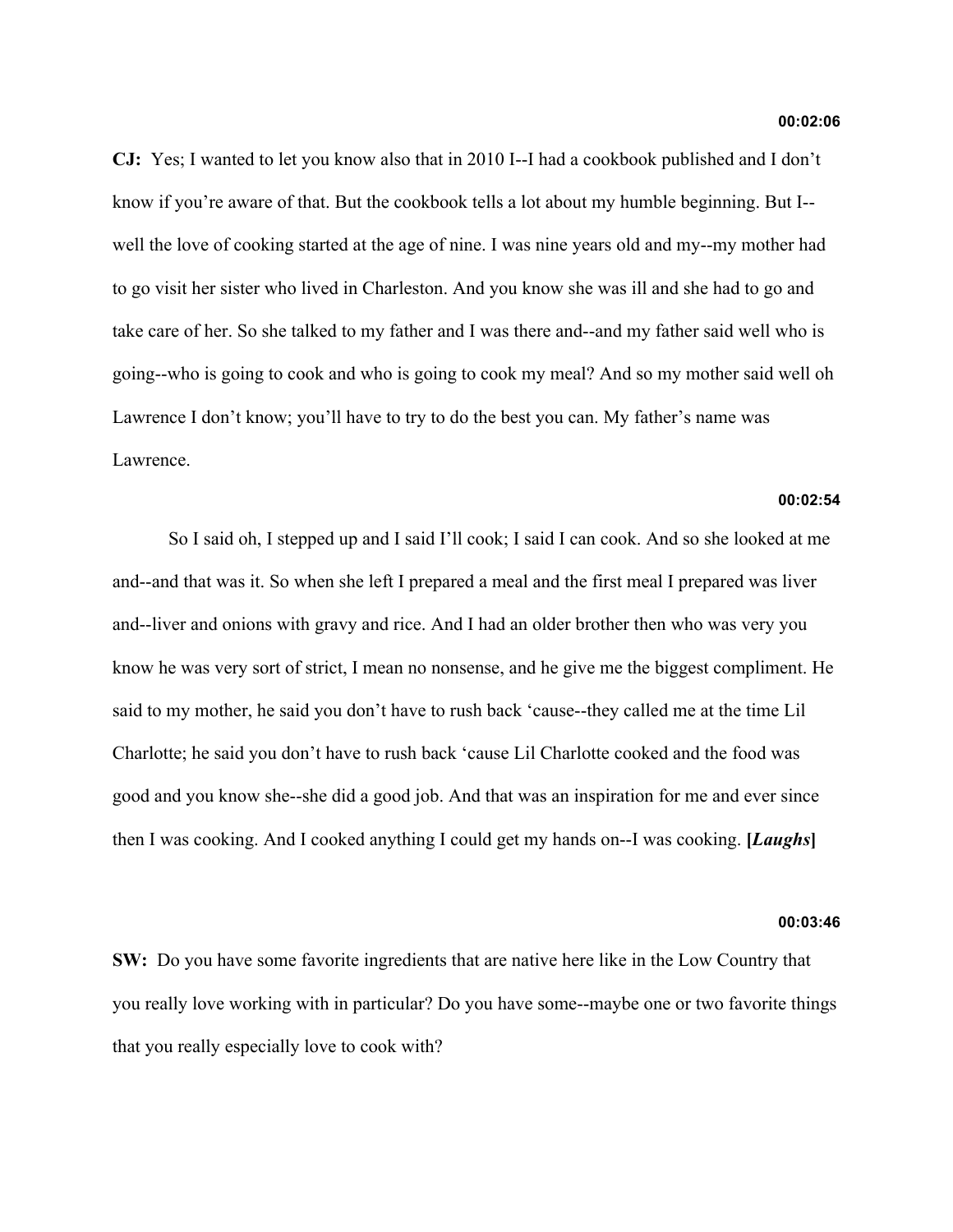**00:02:06**

**CJ:** Yes; I wanted to let you know also that in 2010 I--I had a cookbook published and I don't know if you're aware of that. But the cookbook tells a lot about my humble beginning. But I--well the love of cooking started at the age of nine. I was nine years old and my--my mother had to go visit her sister who lived in Charleston. And you know she was ill and she had to go and take care of her. So she talked to my father and I was there and--and my father said well who is going--who is going to cook and who is going to cook my meal? And so my mother said well oh Lawrence I don't know; you'll have to try to do the best you can. My father's name was Lawrence.

**00:02:54**

So I said oh, I stepped up and I said I'll cook; I said I can cook. And so she looked at me and--and that was it. So when she left I prepared a meal and the first meal I prepared was liver and--liver and onions with gravy and rice. And I had an older brother then who was very you know he was very sort of strict, I mean no nonsense, and he give me the biggest compliment. He said to my mother, he said you don't have to rush back 'cause--they called me at the time Lil Charlotte; he said you don't have to rush back 'cause Lil Charlotte cooked and the food was good and you know she--she did a good job. And that was an inspiration for me and ever since then I was cooking. And I cooked anything I could get my hands on--I was cooking. **[*Laughs*]**

**00:03:46**

**SW:** Do you have some favorite ingredients that are native here like in the Low Country that you really love working with in particular? Do you have some--maybe one or two favorite things that you really especially love to cook with?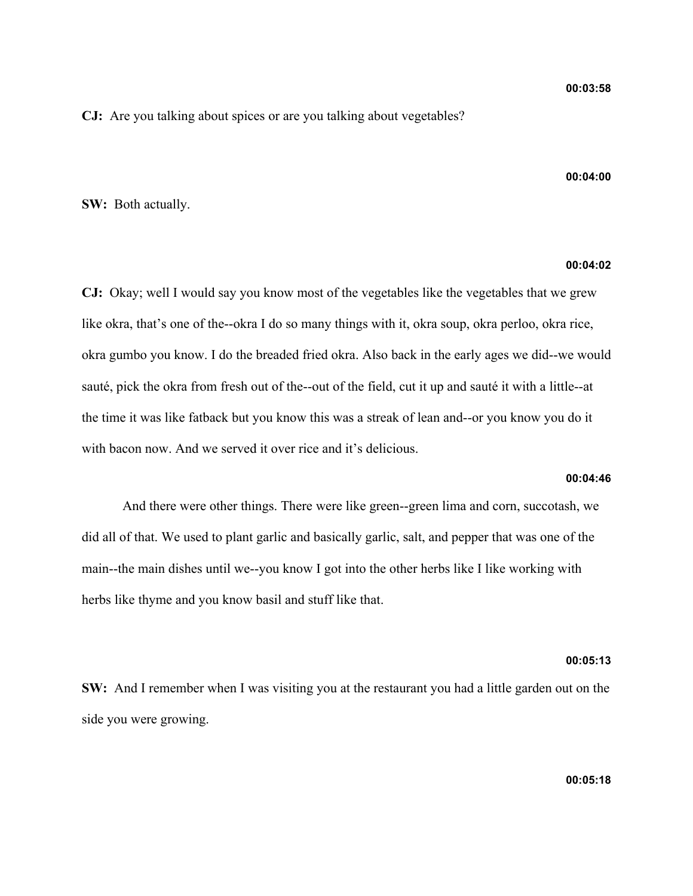**00:03:58**

**CJ:** Are you talking about spices or are you talking about vegetables?

**00:04:00**

**SW:** Both actually.

**00:04:02**

**CJ:** Okay; well I would say you know most of the vegetables like the vegetables that we grew like okra, that's one of the--okra I do so many things with it, okra soup, okra perloo, okra rice, okra gumbo you know. I do the breaded fried okra. Also back in the early ages we did--we would sauté, pick the okra from fresh out of the--out of the field, cut it up and sauté it with a little--at the time it was like fatback but you know this was a streak of lean and--or you know you do it with bacon now. And we served it over rice and it's delicious.

**00:04:46**

And there were other things. There were like green--green lima and corn, succotash, we did all of that. We used to plant garlic and basically garlic, salt, and pepper that was one of the main--the main dishes until we--you know I got into the other herbs like I like working with herbs like thyme and you know basil and stuff like that.

**00:05:13**

**SW:** And I remember when I was visiting you at the restaurant you had a little garden out on the side you were growing.

**00:05:18**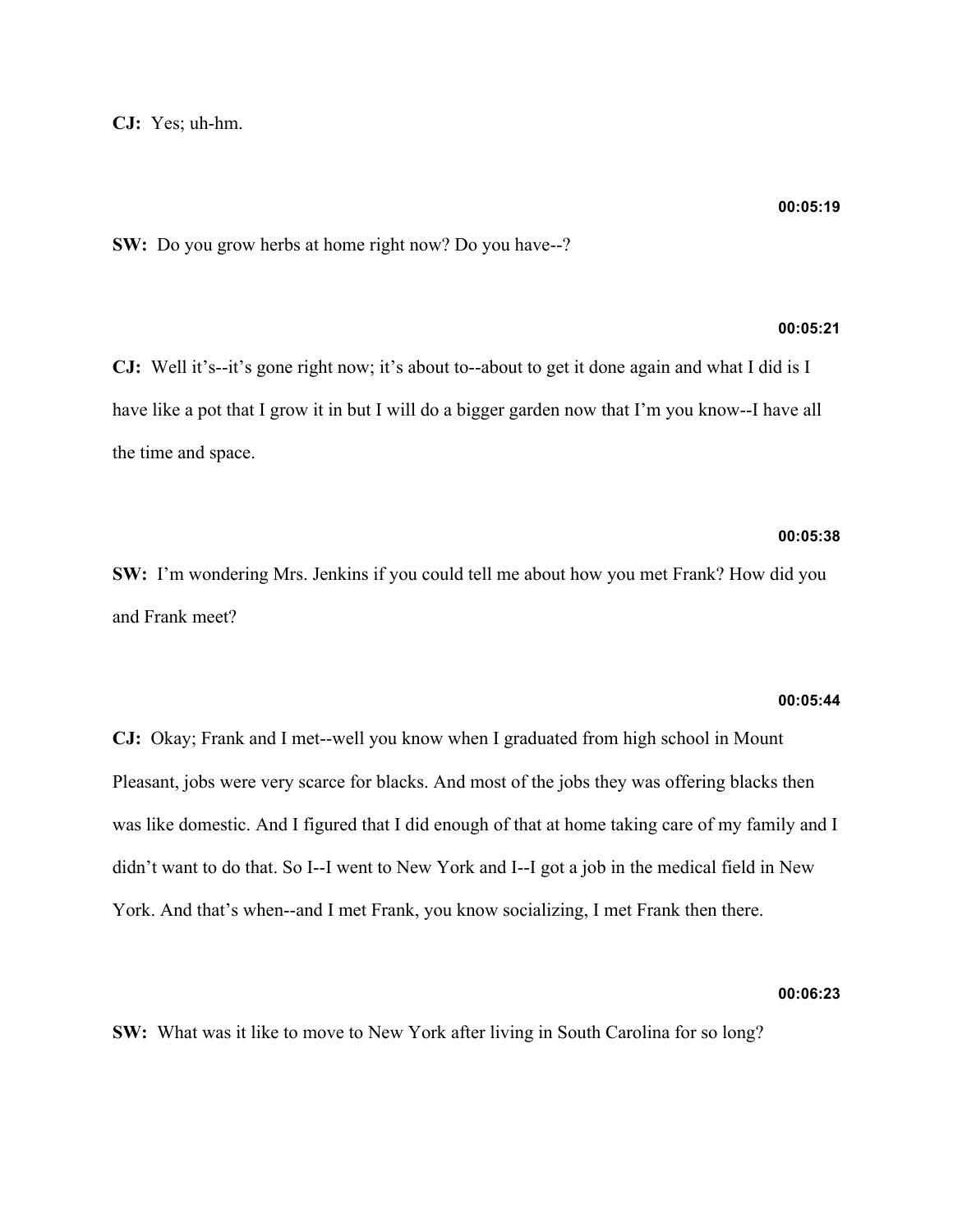**CJ:** Yes; uh-hm.

**00:05:19**

**SW:** Do you grow herbs at home right now? Do you have--?

**00:05:21**

**CJ:** Well it's--it's gone right now; it's about to--about to get it done again and what I did is I have like a pot that I grow it in but I will do a bigger garden now that I'm you know--I have all the time and space.

**00:05:38**

**SW:** I'm wondering Mrs. Jenkins if you could tell me about how you met Frank? How did you and Frank meet?

**00:05:44**

**CJ:** Okay; Frank and I met--well you know when I graduated from high school in Mount Pleasant, jobs were very scarce for blacks. And most of the jobs they was offering blacks then was like domestic. And I figured that I did enough of that at home taking care of my family and I didn't want to do that. So I--I went to New York and I--I got a job in the medical field in New York. And that's when--and I met Frank, you know socializing, I met Frank then there.

**00:06:23**

**SW:** What was it like to move to New York after living in South Carolina for so long?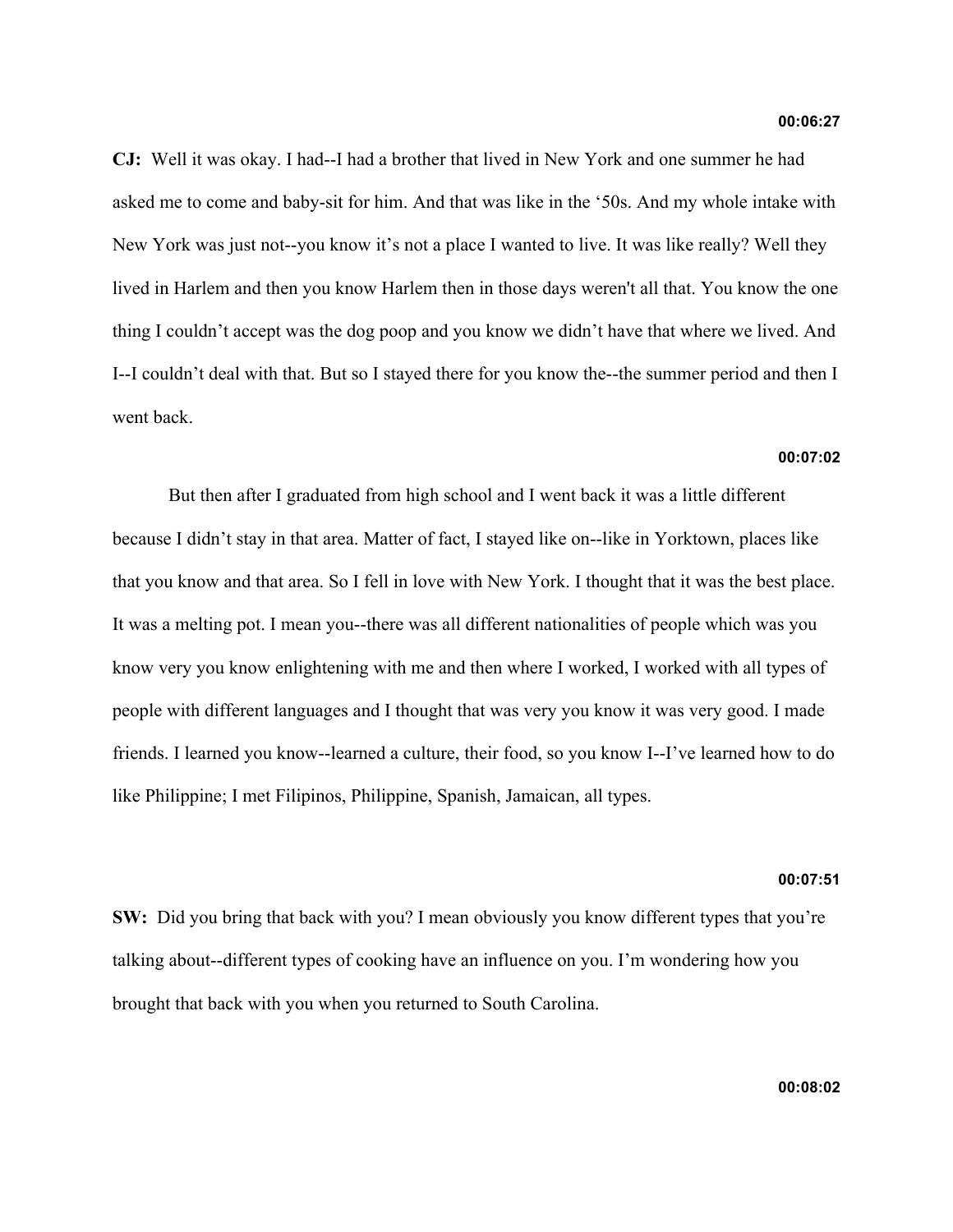**00:06:27**

**CJ:** Well it was okay. I had--I had a brother that lived in New York and one summer he had asked me to come and baby-sit for him. And that was like in the '50s. And my whole intake with New York was just not--you know it's not a place I wanted to live. It was like really? Well they lived in Harlem and then you know Harlem then in those days weren't all that. You know the one thing I couldn't accept was the dog poop and you know we didn't have that where we lived. And I--I couldn't deal with that. But so I stayed there for you know the--the summer period and then I went back.

**00:07:02**

But then after I graduated from high school and I went back it was a little different because I didn't stay in that area. Matter of fact, I stayed like on--like in Yorktown, places like that you know and that area. So I fell in love with New York. I thought that it was the best place. It was a melting pot. I mean you--there was all different nationalities of people which was you know very you know enlightening with me and then where I worked, I worked with all types of people with different languages and I thought that was very you know it was very good. I made friends. I learned you know--learned a culture, their food, so you know I--I've learned how to do like Philippine; I met Filipinos, Philippine, Spanish, Jamaican, all types.

**00:07:51**

**SW:** Did you bring that back with you? I mean obviously you know different types that you're talking about--different types of cooking have an influence on you. I'm wondering how you brought that back with you when you returned to South Carolina.

**00:08:02**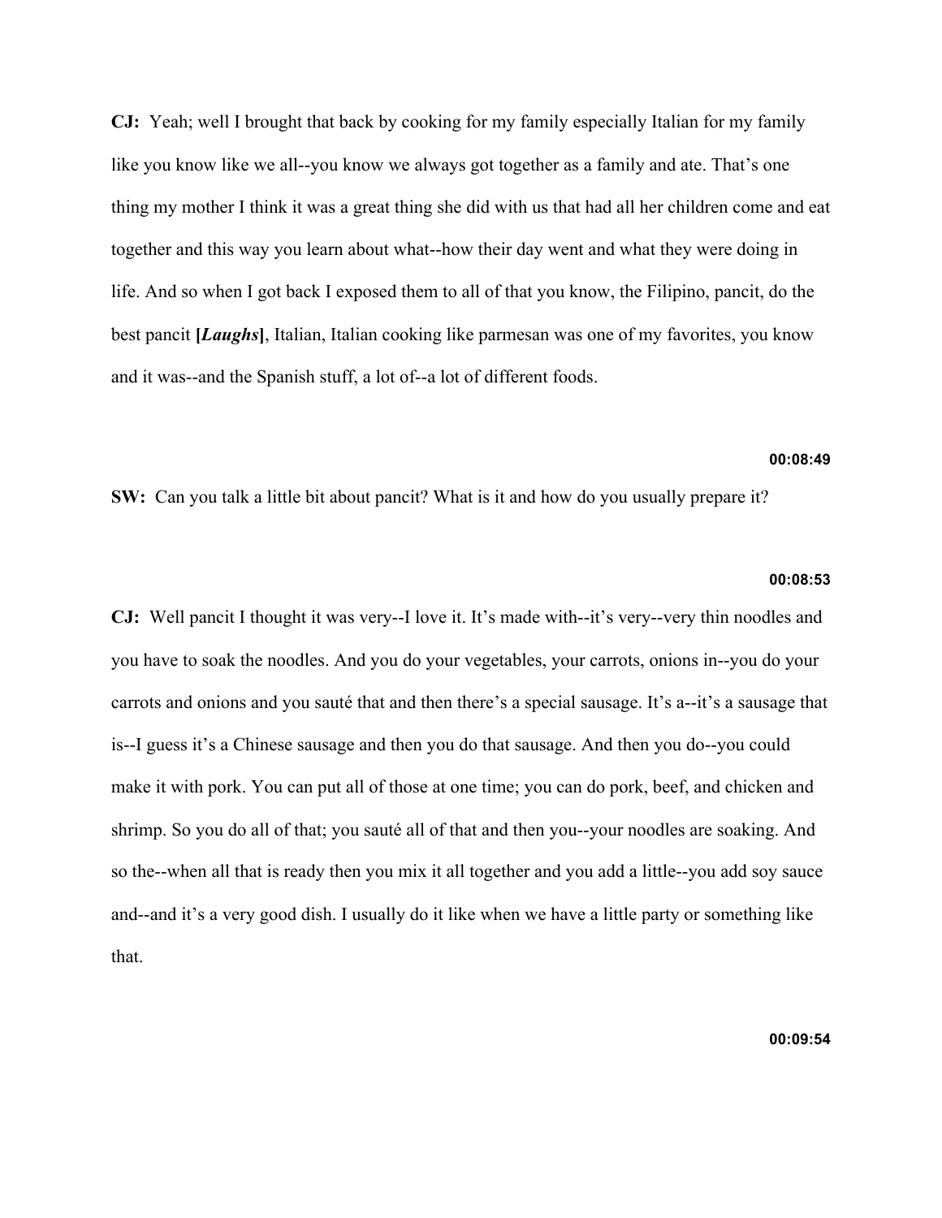**CJ:** Yeah; well I brought that back by cooking for my family especially Italian for my family like you know like we all--you know we always got together as a family and ate. That's one thing my mother I think it was a great thing she did with us that had all her children come and eat together and this way you learn about what--how their day went and what they were doing in life. And so when I got back I exposed them to all of that you know, the Filipino, pancit, do the best pancit **[*Laughs*]**, Italian, Italian cooking like parmesan was one of my favorites, you know and it was--and the Spanish stuff, a lot of--a lot of different foods.

**00:08:49**

**SW:** Can you talk a little bit about pancit? What is it and how do you usually prepare it?

**00:08:53**

**CJ:** Well pancit I thought it was very--I love it. It's made with--it's very--very thin noodles and you have to soak the noodles. And you do your vegetables, your carrots, onions in--you do your carrots and onions and you sauté that and then there's a special sausage. It's a--it's a sausage that is--I guess it's a Chinese sausage and then you do that sausage. And then you do--you could make it with pork. You can put all of those at one time; you can do pork, beef, and chicken and shrimp. So you do all of that; you sauté all of that and then you--your noodles are soaking. And so the--when all that is ready then you mix it all together and you add a little--you add soy sauce and--and it's a very good dish. I usually do it like when we have a little party or something like that.

**00:09:54**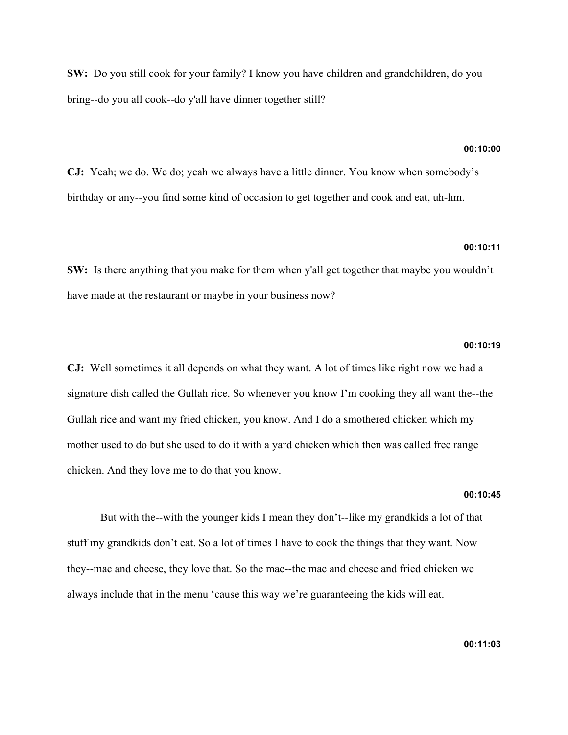**SW:** Do you still cook for your family? I know you have children and grandchildren, do you bring--do you all cook--do y'all have dinner together still?

**00:10:00**

**CJ:** Yeah; we do. We do; yeah we always have a little dinner. You know when somebody's birthday or any--you find some kind of occasion to get together and cook and eat, uh-hm.

**00:10:11**

**SW:** Is there anything that you make for them when y'all get together that maybe you wouldn't have made at the restaurant or maybe in your business now?

**00:10:19**

**CJ:** Well sometimes it all depends on what they want. A lot of times like right now we had a signature dish called the Gullah rice. So whenever you know I'm cooking they all want the--the Gullah rice and want my fried chicken, you know. And I do a smothered chicken which my mother used to do but she used to do it with a yard chicken which then was called free range chicken. And they love me to do that you know.

**00:10:45**

But with the--with the younger kids I mean they don't--like my grandkids a lot of that stuff my grandkids don't eat. So a lot of times I have to cook the things that they want. Now they--mac and cheese, they love that. So the mac--the mac and cheese and fried chicken we always include that in the menu 'cause this way we're guaranteeing the kids will eat.

**00:11:03**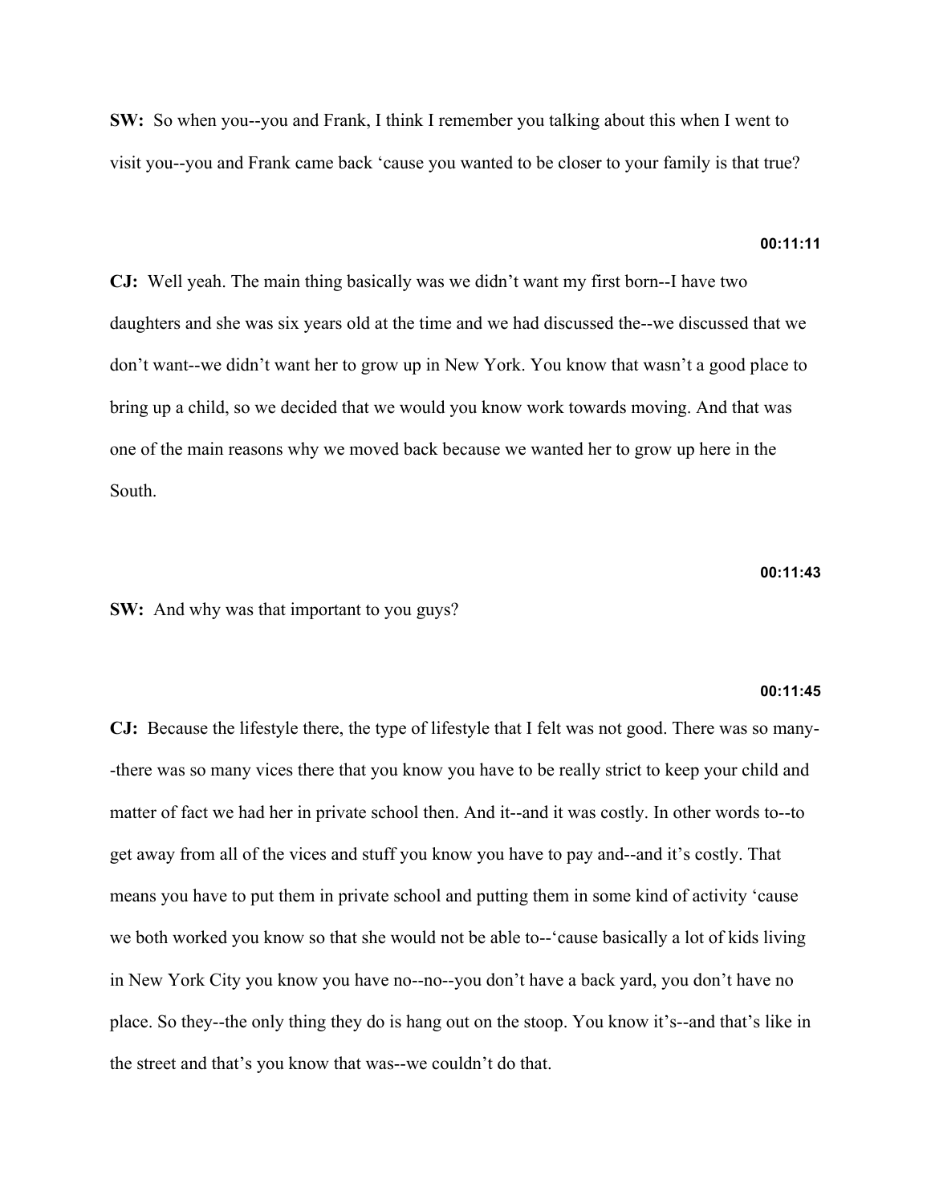**SW:** So when you--you and Frank, I think I remember you talking about this when I went to visit you--you and Frank came back 'cause you wanted to be closer to your family is that true?

**00:11:11**

**CJ:** Well yeah. The main thing basically was we didn't want my first born--I have two daughters and she was six years old at the time and we had discussed the--we discussed that we don't want--we didn't want her to grow up in New York. You know that wasn't a good place to bring up a child, so we decided that we would you know work towards moving. And that was one of the main reasons why we moved back because we wanted her to grow up here in the South.

**00:11:43**

**SW:** And why was that important to you guys?

**00:11:45**

**CJ:** Because the lifestyle there, the type of lifestyle that I felt was not good. There was so many--there was so many vices there that you know you have to be really strict to keep your child and matter of fact we had her in private school then. And it--and it was costly. In other words to--to get away from all of the vices and stuff you know you have to pay and--and it's costly. That means you have to put them in private school and putting them in some kind of activity 'cause we both worked you know so that she would not be able to--'cause basically a lot of kids living in New York City you know you have no--no--you don't have a back yard, you don't have no place. So they--the only thing they do is hang out on the stoop. You know it's--and that's like in the street and that's you know that was--we couldn't do that.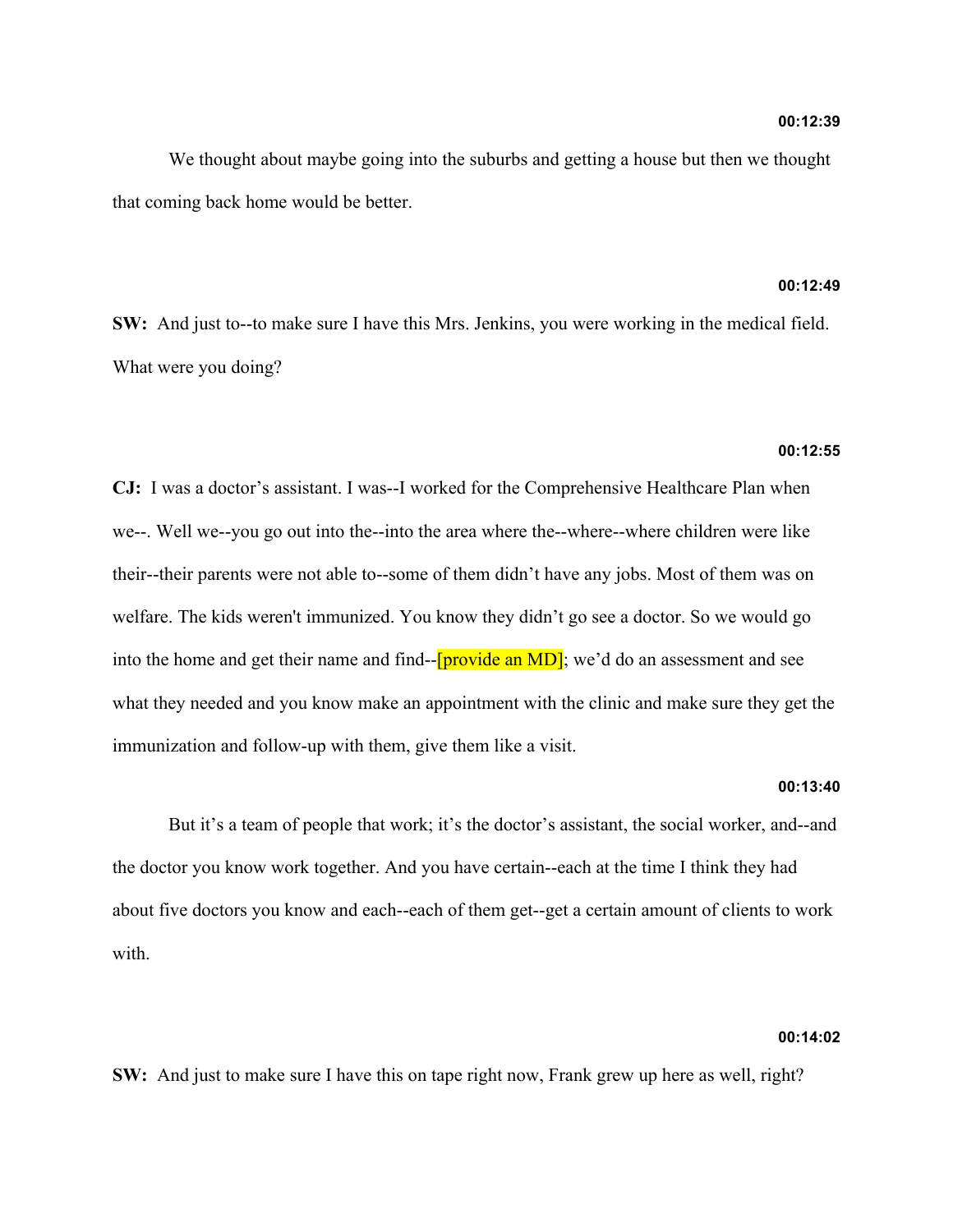**00:12:39**

We thought about maybe going into the suburbs and getting a house but then we thought that coming back home would be better.

**00:12:49**

**SW:** And just to--to make sure I have this Mrs. Jenkins, you were working in the medical field. What were you doing?

**00:12:55**

**CJ:** I was a doctor's assistant. I was--I worked for the Comprehensive Healthcare Plan when we--. Well we--you go out into the--into the area where the--where--where children were like their--their parents were not able to--some of them didn't have any jobs. Most of them was on welfare. The kids weren't immunized. You know they didn't go see a doctor. So we would go into the home and get their name and find--[provide an MD]; we'd do an assessment and see what they needed and you know make an appointment with the clinic and make sure they get the immunization and follow-up with them, give them like a visit.

**00:13:40**

But it's a team of people that work; it's the doctor's assistant, the social worker, and--and the doctor you know work together. And you have certain--each at the time I think they had about five doctors you know and each--each of them get--get a certain amount of clients to work with.

**00:14:02**

**SW:** And just to make sure I have this on tape right now, Frank grew up here as well, right?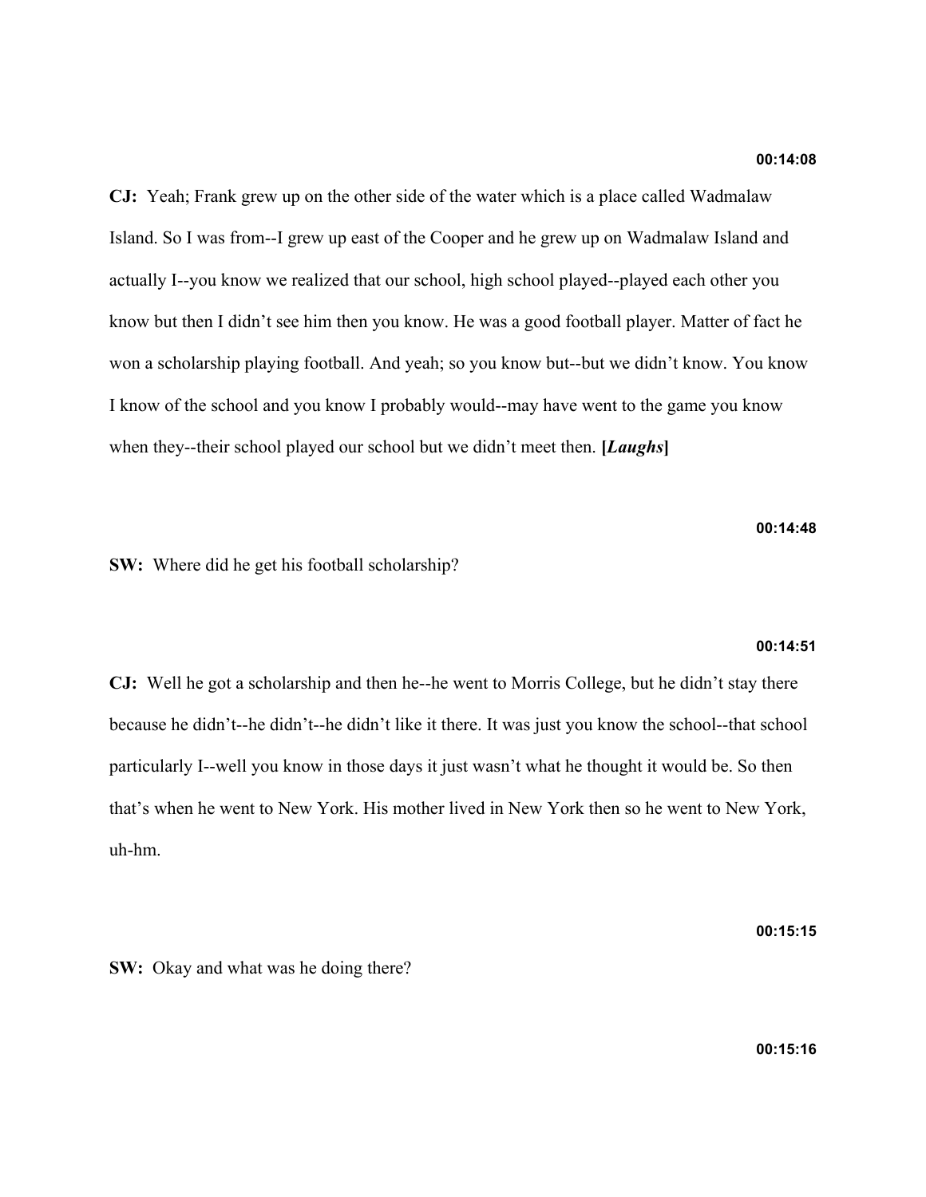**00:14:08**

**CJ:** Yeah; Frank grew up on the other side of the water which is a place called Wadmalaw Island. So I was from--I grew up east of the Cooper and he grew up on Wadmalaw Island and actually I--you know we realized that our school, high school played--played each other you know but then I didn't see him then you know. He was a good football player. Matter of fact he won a scholarship playing football. And yeah; so you know but--but we didn't know. You know I know of the school and you know I probably would--may have went to the game you know when they--their school played our school but we didn't meet then. **[*Laughs*]**

**00:14:48**

**SW:** Where did he get his football scholarship?

**00:14:51**

**CJ:** Well he got a scholarship and then he--he went to Morris College, but he didn't stay there because he didn't--he didn't--he didn't like it there. It was just you know the school--that school particularly I--well you know in those days it just wasn't what he thought it would be. So then that's when he went to New York. His mother lived in New York then so he went to New York, uh-hm.

**00:15:15**

**SW:** Okay and what was he doing there?

**00:15:16**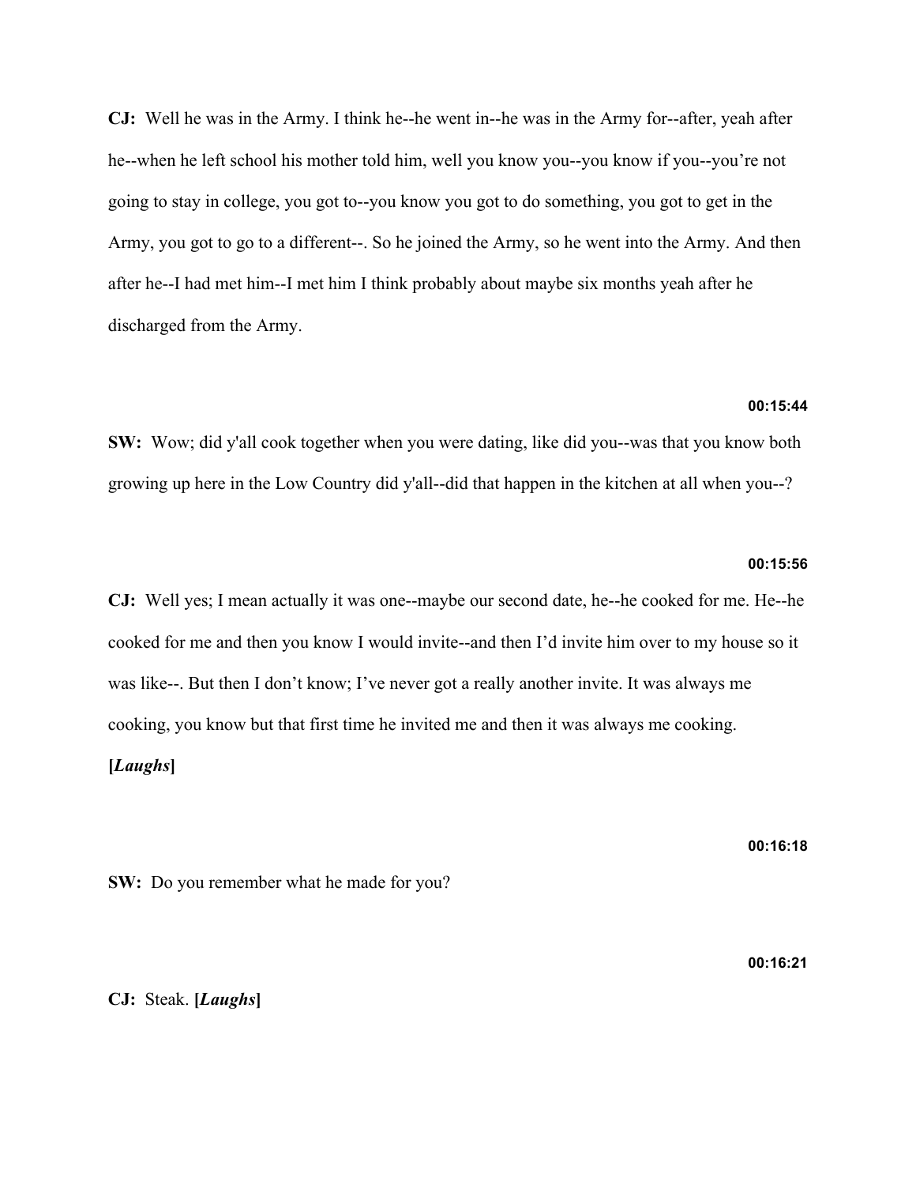**CJ:** Well he was in the Army. I think he--he went in--he was in the Army for--after, yeah after he--when he left school his mother told him, well you know you--you know if you--you're not going to stay in college, you got to--you know you got to do something, you got to get in the Army, you got to go to a different--. So he joined the Army, so he went into the Army. And then after he--I had met him--I met him I think probably about maybe six months yeah after he discharged from the Army.

**00:15:44**

**SW:** Wow; did y'all cook together when you were dating, like did you--was that you know both growing up here in the Low Country did y'all--did that happen in the kitchen at all when you--?

**00:15:56**

**CJ:** Well yes; I mean actually it was one--maybe our second date, he--he cooked for me. He--he cooked for me and then you know I would invite--and then I'd invite him over to my house so it was like--. But then I don't know; I've never got a really another invite. It was always me cooking, you know but that first time he invited me and then it was always me cooking. **[*Laughs*]**

**00:16:18**

**SW:** Do you remember what he made for you?

**00:16:21**

**CJ:** Steak. **[*Laughs*]**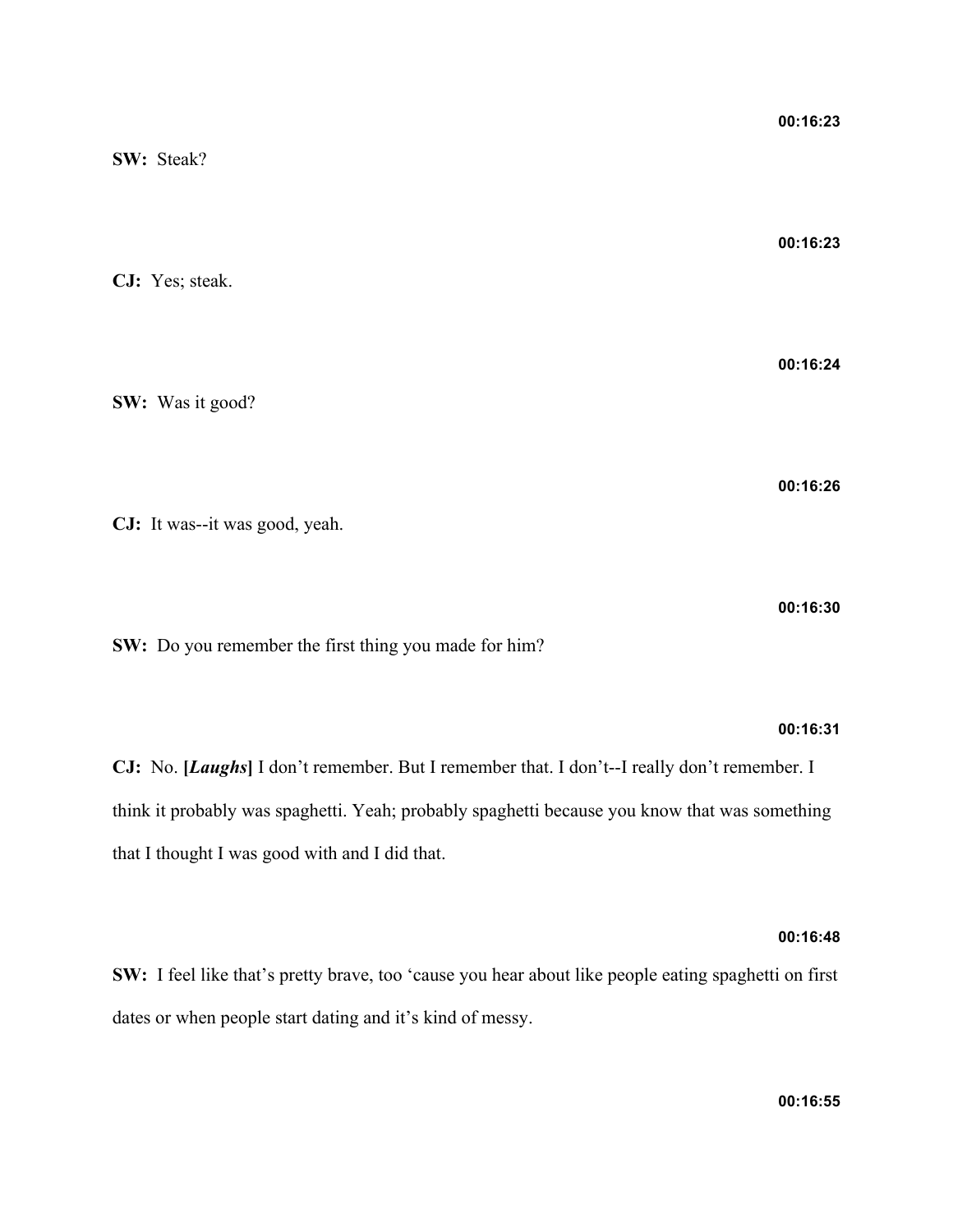**00:16:23**

**SW:** Steak?

**00:16:23**

**CJ:** Yes; steak.

**00:16:24**

**SW:** Was it good?

**00:16:26**

**CJ:** It was--it was good, yeah.

**00:16:30**

**SW:** Do you remember the first thing you made for him?

**00:16:31**

**CJ:** No. **[*Laughs*]** I don't remember. But I remember that. I don't--I really don't remember. I think it probably was spaghetti. Yeah; probably spaghetti because you know that was something that I thought I was good with and I did that.

**00:16:48**

**SW:** I feel like that's pretty brave, too 'cause you hear about like people eating spaghetti on first dates or when people start dating and it's kind of messy.

**00:16:55**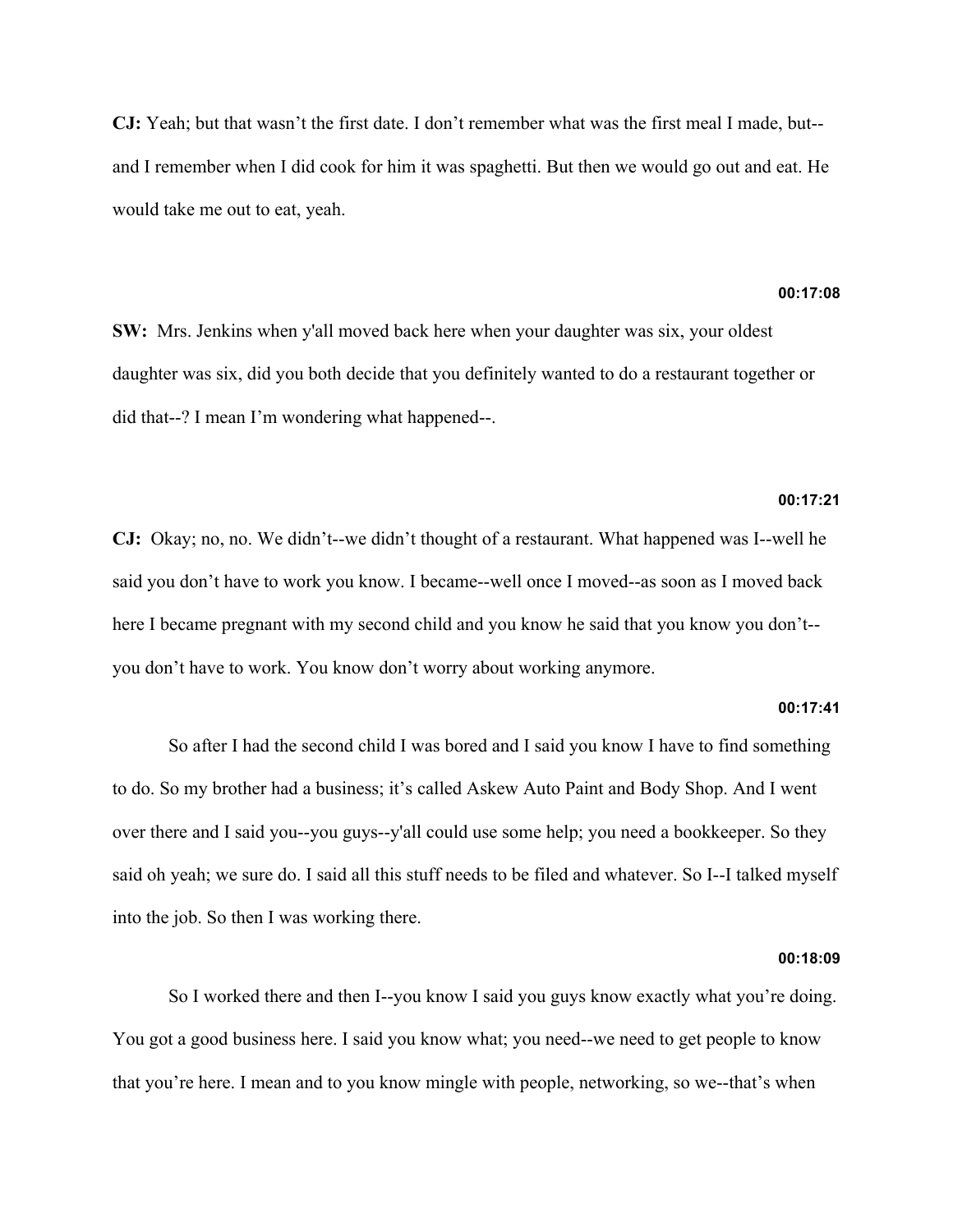**CJ:** Yeah; but that wasn't the first date. I don't remember what was the first meal I made, but--and I remember when I did cook for him it was spaghetti. But then we would go out and eat. He would take me out to eat, yeah.

**00:17:08**

**SW:** Mrs. Jenkins when y'all moved back here when your daughter was six, your oldest daughter was six, did you both decide that you definitely wanted to do a restaurant together or did that--? I mean I'm wondering what happened--.

**00:17:21**

**CJ:** Okay; no, no. We didn't--we didn't thought of a restaurant. What happened was I--well he said you don't have to work you know. I became--well once I moved--as soon as I moved back here I became pregnant with my second child and you know he said that you know you don't--you don't have to work. You know don't worry about working anymore.

**00:17:41**

So after I had the second child I was bored and I said you know I have to find something to do. So my brother had a business; it's called Askew Auto Paint and Body Shop. And I went over there and I said you--you guys--y'all could use some help; you need a bookkeeper. So they said oh yeah; we sure do. I said all this stuff needs to be filed and whatever. So I--I talked myself into the job. So then I was working there.

**00:18:09**

So I worked there and then I--you know I said you guys know exactly what you're doing. You got a good business here. I said you know what; you need--we need to get people to know that you're here. I mean and to you know mingle with people, networking, so we--that's when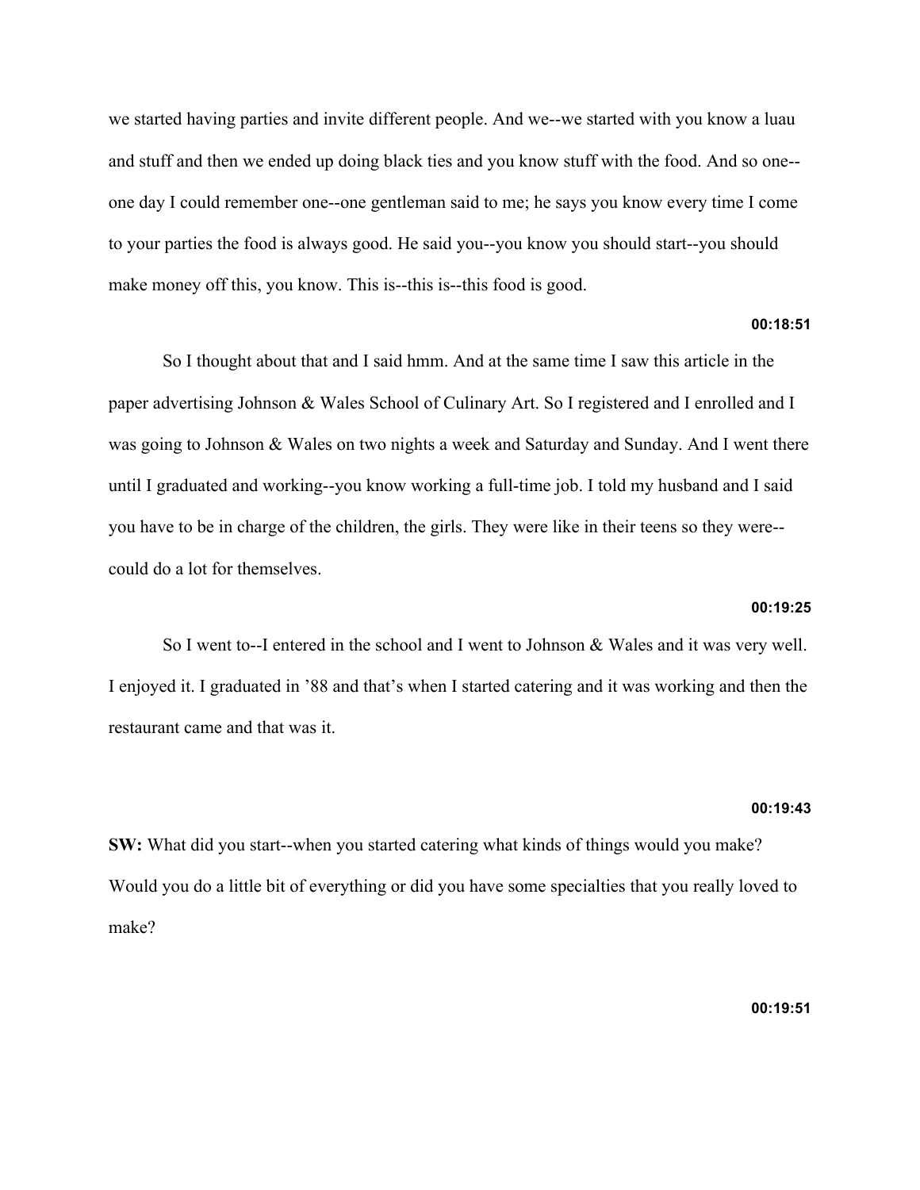we started having parties and invite different people. And we--we started with you know a luau and stuff and then we ended up doing black ties and you know stuff with the food. And so one--one day I could remember one--one gentleman said to me; he says you know every time I come to your parties the food is always good. He said you--you know you should start--you should make money off this, you know. This is--this is--this food is good.

**00:18:51**

So I thought about that and I said hmm. And at the same time I saw this article in the paper advertising Johnson & Wales School of Culinary Art. So I registered and I enrolled and I was going to Johnson & Wales on two nights a week and Saturday and Sunday. And I went there until I graduated and working--you know working a full-time job. I told my husband and I said you have to be in charge of the children, the girls. They were like in their teens so they were--could do a lot for themselves.

**00:19:25**

So I went to--I entered in the school and I went to Johnson & Wales and it was very well. I enjoyed it. I graduated in '88 and that's when I started catering and it was working and then the restaurant came and that was it.

**00:19:43**

**SW:** What did you start--when you started catering what kinds of things would you make? Would you do a little bit of everything or did you have some specialties that you really loved to make?

**00:19:51**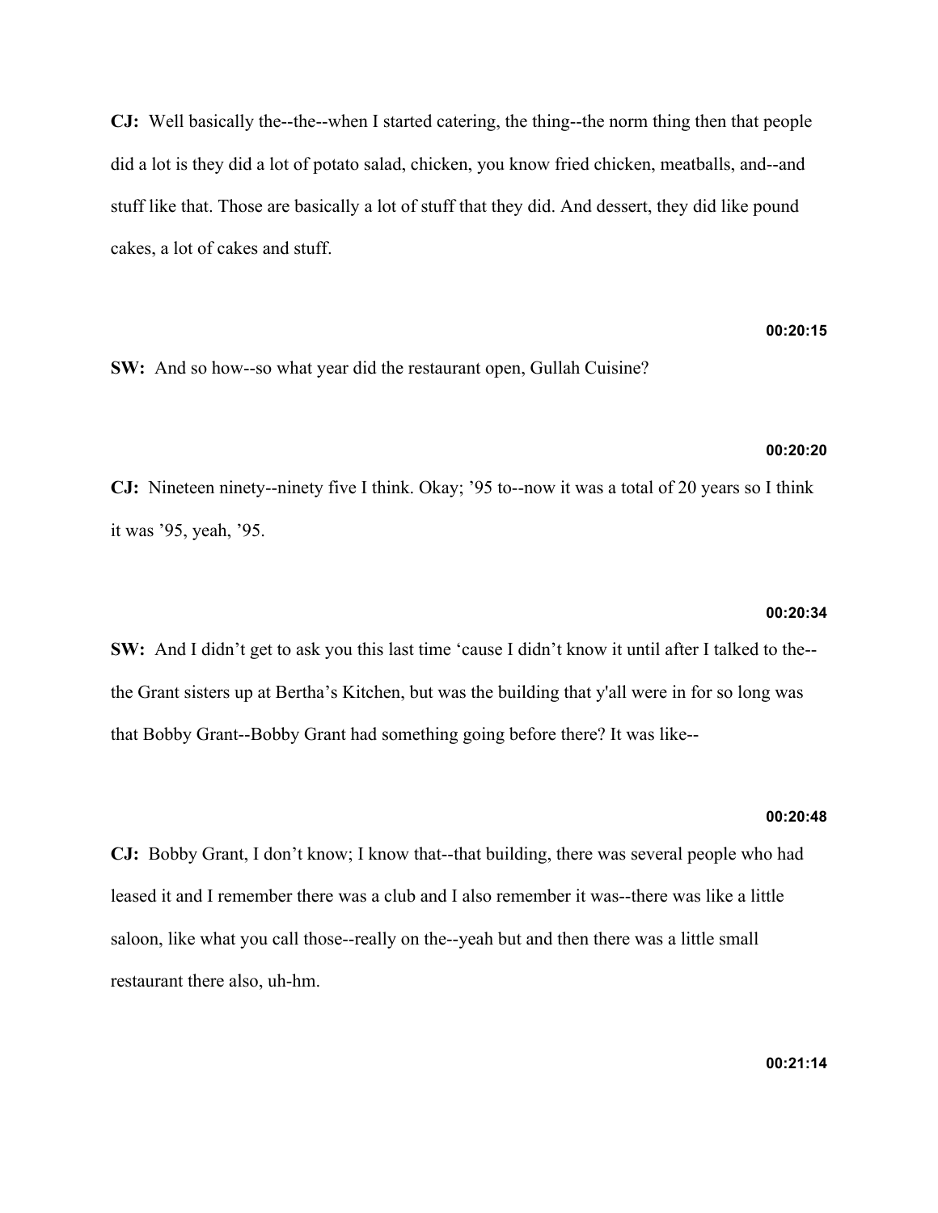**CJ:** Well basically the--the--when I started catering, the thing--the norm thing then that people did a lot is they did a lot of potato salad, chicken, you know fried chicken, meatballs, and--and stuff like that. Those are basically a lot of stuff that they did. And dessert, they did like pound cakes, a lot of cakes and stuff.

**00:20:15**

**SW:** And so how--so what year did the restaurant open, Gullah Cuisine?

**00:20:20**

**CJ:** Nineteen ninety--ninety five I think. Okay; '95 to--now it was a total of 20 years so I think it was '95, yeah, '95.

**00:20:34**

**SW:** And I didn't get to ask you this last time 'cause I didn't know it until after I talked to the--the Grant sisters up at Bertha's Kitchen, but was the building that y'all were in for so long was that Bobby Grant--Bobby Grant had something going before there? It was like--

**00:20:48**

**CJ:** Bobby Grant, I don't know; I know that--that building, there was several people who had leased it and I remember there was a club and I also remember it was--there was like a little saloon, like what you call those--really on the--yeah but and then there was a little small restaurant there also, uh-hm.

**00:21:14**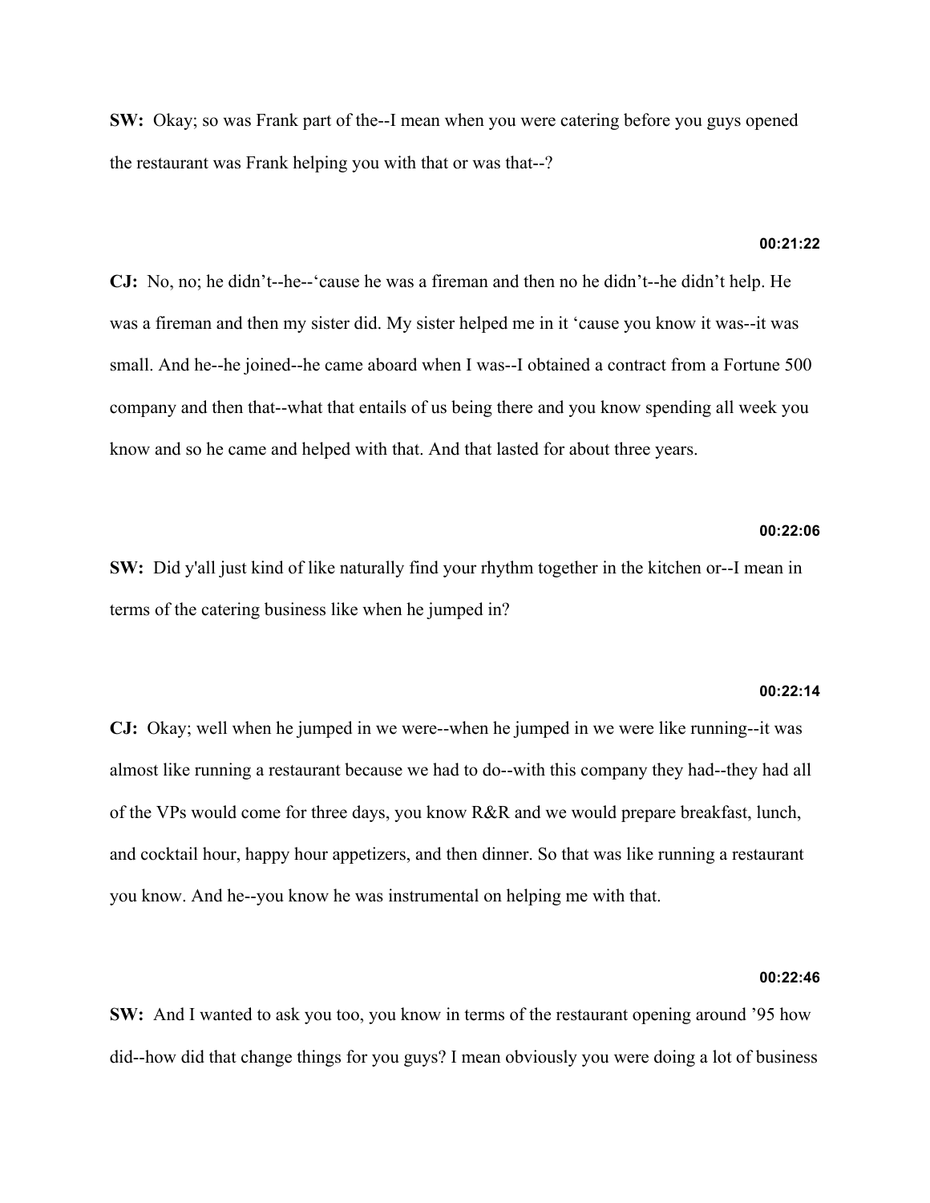**SW:** Okay; so was Frank part of the--I mean when you were catering before you guys opened the restaurant was Frank helping you with that or was that--?

**00:21:22**

**CJ:** No, no; he didn't--he--'cause he was a fireman and then no he didn't--he didn't help. He was a fireman and then my sister did. My sister helped me in it 'cause you know it was--it was small. And he--he joined--he came aboard when I was--I obtained a contract from a Fortune 500 company and then that--what that entails of us being there and you know spending all week you know and so he came and helped with that. And that lasted for about three years.

**00:22:06**

**SW:** Did y'all just kind of like naturally find your rhythm together in the kitchen or--I mean in terms of the catering business like when he jumped in?

**00:22:14**

**CJ:** Okay; well when he jumped in we were--when he jumped in we were like running--it was almost like running a restaurant because we had to do--with this company they had--they had all of the VPs would come for three days, you know R&R and we would prepare breakfast, lunch, and cocktail hour, happy hour appetizers, and then dinner. So that was like running a restaurant you know. And he--you know he was instrumental on helping me with that.

**00:22:46**

**SW:** And I wanted to ask you too, you know in terms of the restaurant opening around '95 how did--how did that change things for you guys? I mean obviously you were doing a lot of business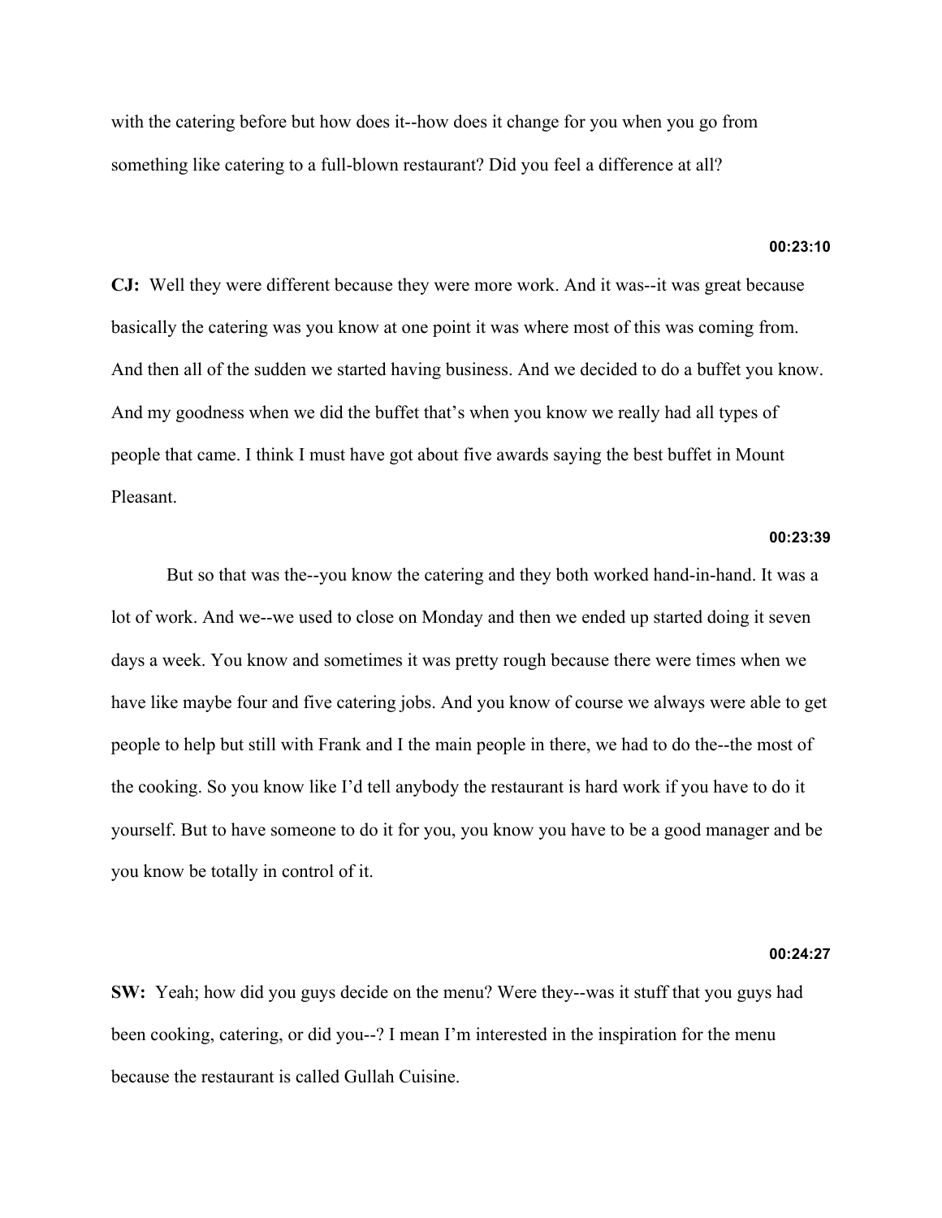with the catering before but how does it--how does it change for you when you go from something like catering to a full-blown restaurant? Did you feel a difference at all?

**00:23:10**

**CJ:** Well they were different because they were more work. And it was--it was great because basically the catering was you know at one point it was where most of this was coming from. And then all of the sudden we started having business. And we decided to do a buffet you know. And my goodness when we did the buffet that's when you know we really had all types of people that came. I think I must have got about five awards saying the best buffet in Mount Pleasant.

**00:23:39**

But so that was the--you know the catering and they both worked hand-in-hand. It was a lot of work. And we--we used to close on Monday and then we ended up started doing it seven days a week. You know and sometimes it was pretty rough because there were times when we have like maybe four and five catering jobs. And you know of course we always were able to get people to help but still with Frank and I the main people in there, we had to do the--the most of the cooking. So you know like I'd tell anybody the restaurant is hard work if you have to do it yourself. But to have someone to do it for you, you know you have to be a good manager and be you know be totally in control of it.

**00:24:27**

**SW:** Yeah; how did you guys decide on the menu? Were they--was it stuff that you guys had been cooking, catering, or did you--? I mean I'm interested in the inspiration for the menu because the restaurant is called Gullah Cuisine.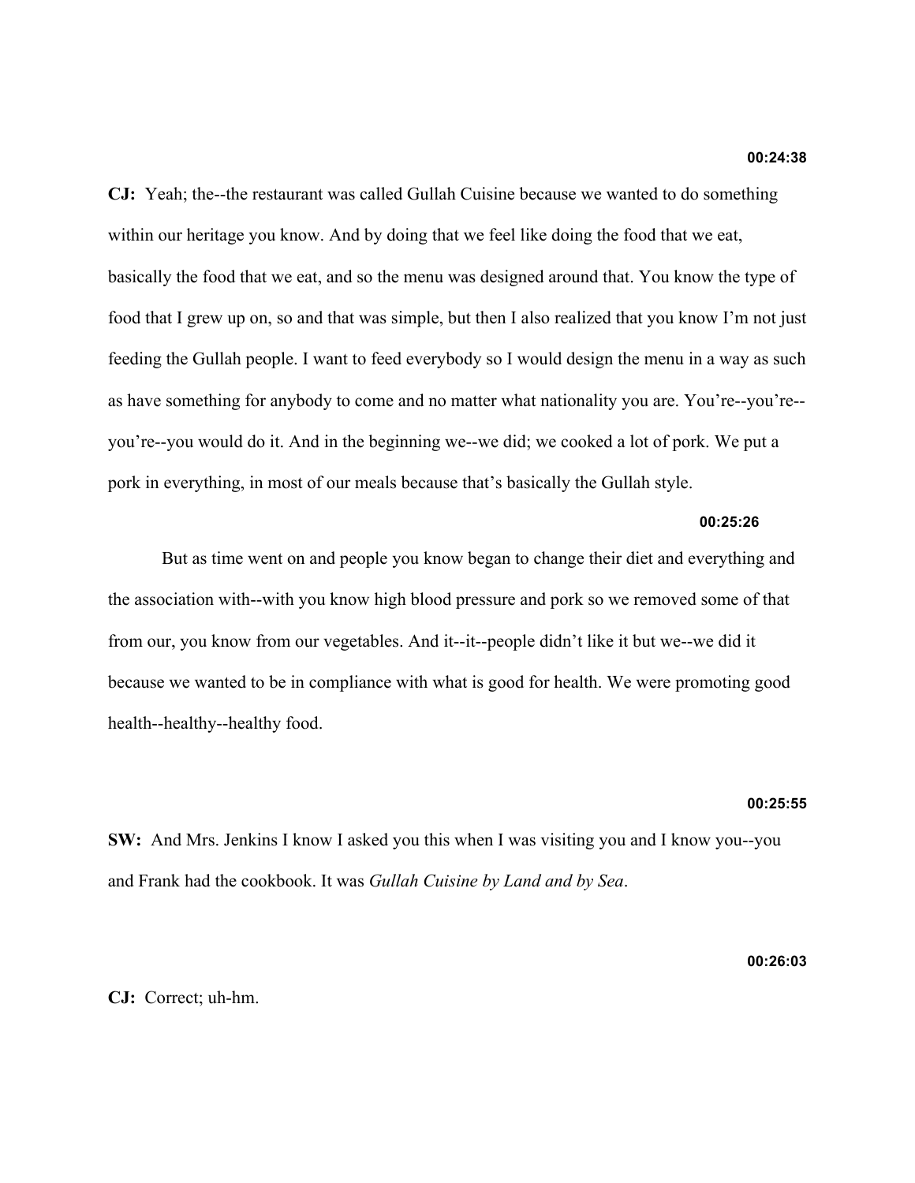**00:24:38**

**CJ:** Yeah; the--the restaurant was called Gullah Cuisine because we wanted to do something within our heritage you know. And by doing that we feel like doing the food that we eat, basically the food that we eat, and so the menu was designed around that. You know the type of food that I grew up on, so and that was simple, but then I also realized that you know I'm not just feeding the Gullah people. I want to feed everybody so I would design the menu in a way as such as have something for anybody to come and no matter what nationality you are. You're--you're--you're--you would do it. And in the beginning we--we did; we cooked a lot of pork. We put a pork in everything, in most of our meals because that's basically the Gullah style.

**00:25:26**

But as time went on and people you know began to change their diet and everything and the association with--with you know high blood pressure and pork so we removed some of that from our, you know from our vegetables. And it--it--people didn't like it but we--we did it because we wanted to be in compliance with what is good for health. We were promoting good health--healthy--healthy food.

**00:25:55**

**SW:** And Mrs. Jenkins I know I asked you this when I was visiting you and I know you--you and Frank had the cookbook. It was *Gullah Cuisine by Land and by Sea*.

**00:26:03**

**CJ:** Correct; uh-hm.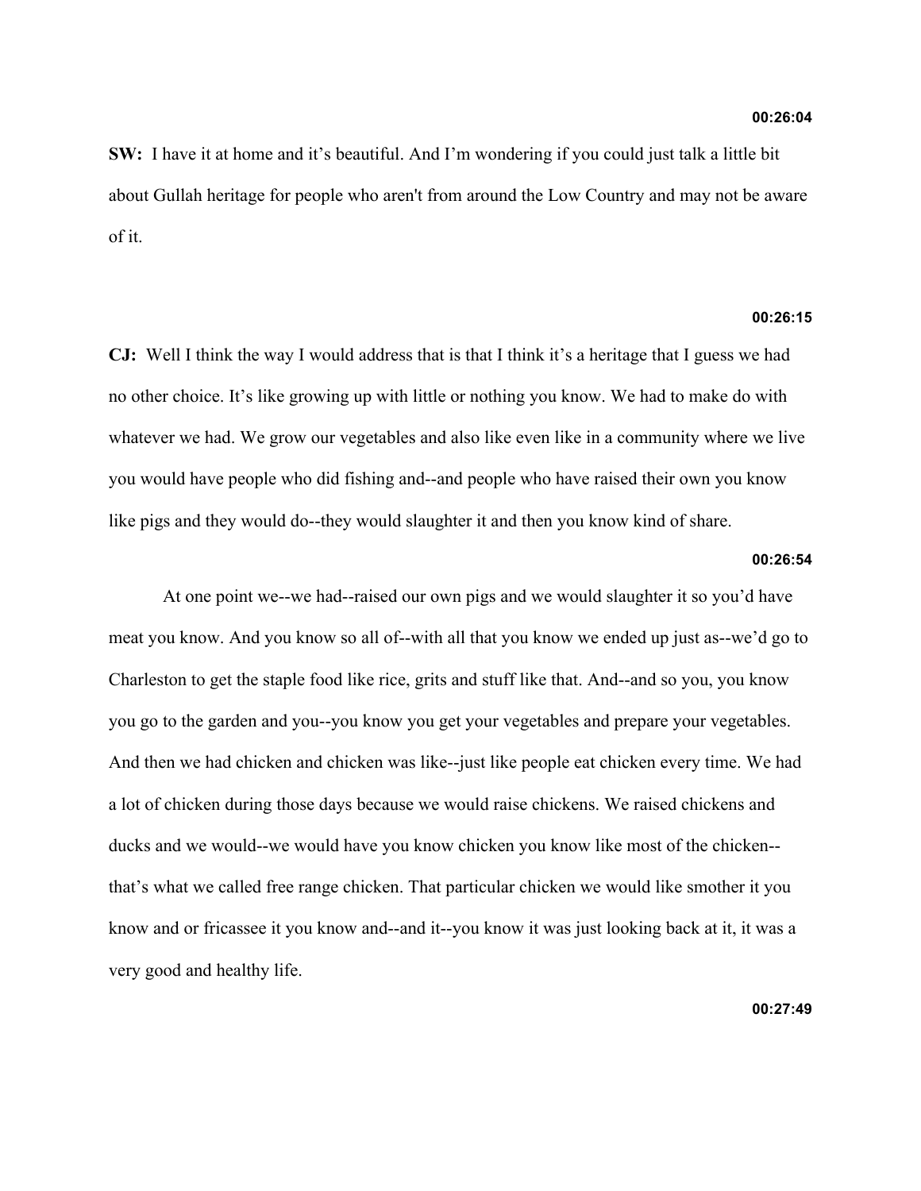**00:26:04**

**SW:** I have it at home and it's beautiful. And I'm wondering if you could just talk a little bit about Gullah heritage for people who aren't from around the Low Country and may not be aware of it.

**00:26:15**

**CJ:** Well I think the way I would address that is that I think it's a heritage that I guess we had no other choice. It's like growing up with little or nothing you know. We had to make do with whatever we had. We grow our vegetables and also like even like in a community where we live you would have people who did fishing and--and people who have raised their own you know like pigs and they would do--they would slaughter it and then you know kind of share.

**00:26:54**

At one point we--we had--raised our own pigs and we would slaughter it so you'd have meat you know. And you know so all of--with all that you know we ended up just as--we'd go to Charleston to get the staple food like rice, grits and stuff like that. And--and so you, you know you go to the garden and you--you know you get your vegetables and prepare your vegetables. And then we had chicken and chicken was like--just like people eat chicken every time. We had a lot of chicken during those days because we would raise chickens. We raised chickens and ducks and we would--we would have you know chicken you know like most of the chicken--that's what we called free range chicken. That particular chicken we would like smother it you know and or fricassee it you know and--and it--you know it was just looking back at it, it was a very good and healthy life.

**00:27:49**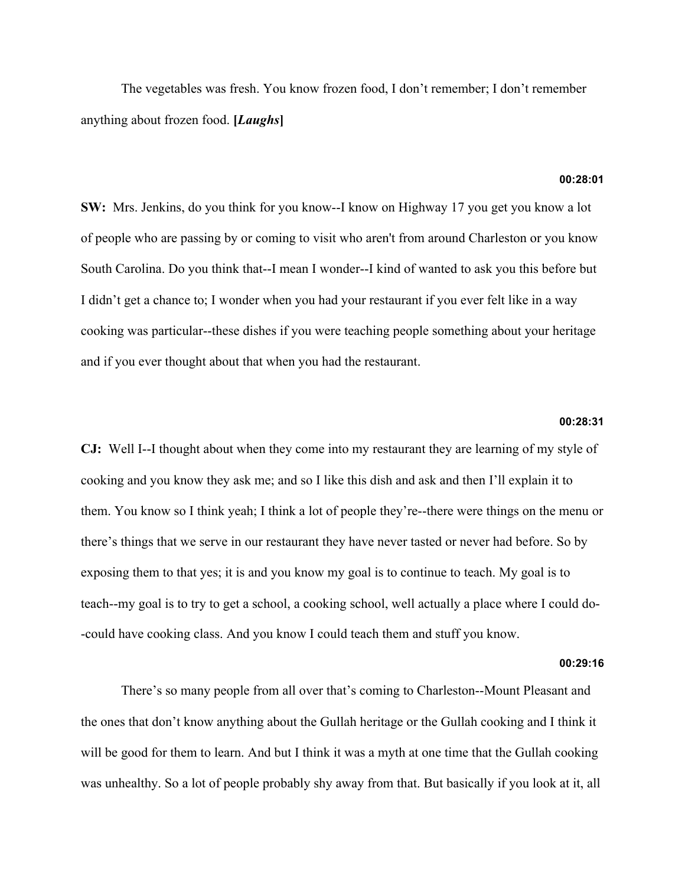The vegetables was fresh. You know frozen food, I don't remember; I don't remember anything about frozen food. **[*Laughs*]**

**00:28:01**

**SW:** Mrs. Jenkins, do you think for you know--I know on Highway 17 you get you know a lot of people who are passing by or coming to visit who aren't from around Charleston or you know South Carolina. Do you think that--I mean I wonder--I kind of wanted to ask you this before but I didn't get a chance to; I wonder when you had your restaurant if you ever felt like in a way cooking was particular--these dishes if you were teaching people something about your heritage and if you ever thought about that when you had the restaurant.

**00:28:31**

**CJ:** Well I--I thought about when they come into my restaurant they are learning of my style of cooking and you know they ask me; and so I like this dish and ask and then I'll explain it to them. You know so I think yeah; I think a lot of people they're--there were things on the menu or there's things that we serve in our restaurant they have never tasted or never had before. So by exposing them to that yes; it is and you know my goal is to continue to teach. My goal is to teach--my goal is to try to get a school, a cooking school, well actually a place where I could do--could have cooking class. And you know I could teach them and stuff you know.

**00:29:16**

There's so many people from all over that's coming to Charleston--Mount Pleasant and the ones that don't know anything about the Gullah heritage or the Gullah cooking and I think it will be good for them to learn. And but I think it was a myth at one time that the Gullah cooking was unhealthy. So a lot of people probably shy away from that. But basically if you look at it, all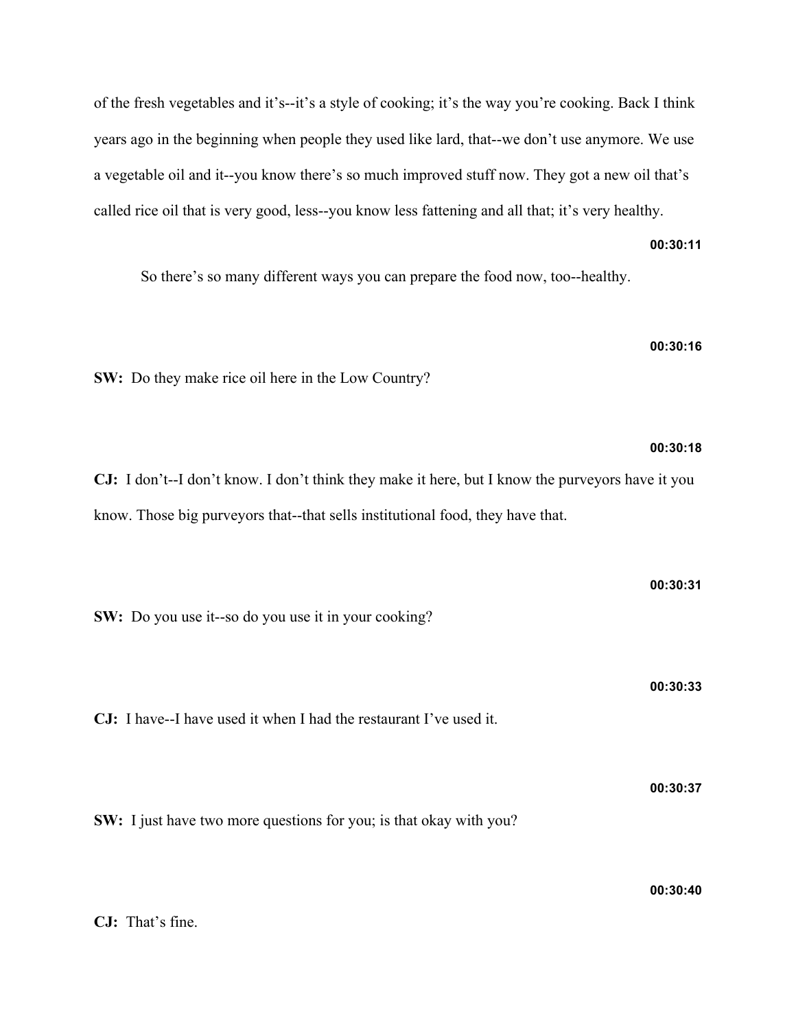of the fresh vegetables and it's--it's a style of cooking; it's the way you're cooking. Back I think years ago in the beginning when people they used like lard, that--we don't use anymore. We use a vegetable oil and it--you know there's so much improved stuff now. They got a new oil that's called rice oil that is very good, less--you know less fattening and all that; it's very healthy.

**00:30:11**

So there's so many different ways you can prepare the food now, too--healthy.

**00:30:16**

**SW:** Do they make rice oil here in the Low Country?

**00:30:18**

**CJ:** I don't--I don't know. I don't think they make it here, but I know the purveyors have it you know. Those big purveyors that--that sells institutional food, they have that.

**00:30:31**

**SW:** Do you use it--so do you use it in your cooking?

**00:30:33**

**CJ:** I have--I have used it when I had the restaurant I've used it.

**00:30:37**

**SW:** I just have two more questions for you; is that okay with you?

**00:30:40**

**CJ:** That's fine.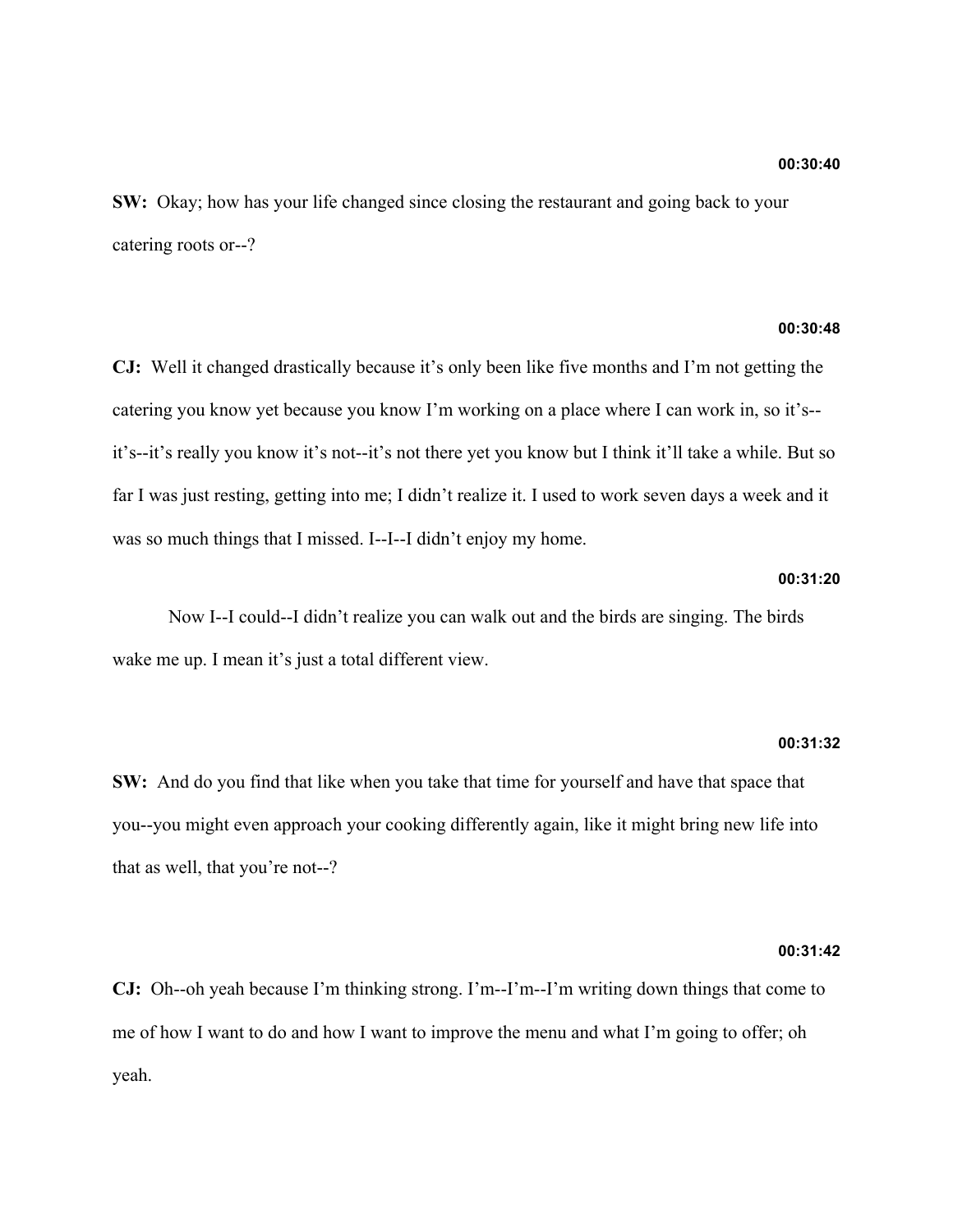**00:30:40**

**SW:** Okay; how has your life changed since closing the restaurant and going back to your catering roots or--?

**00:30:48**

**CJ:** Well it changed drastically because it's only been like five months and I'm not getting the catering you know yet because you know I'm working on a place where I can work in, so it's--it's--it's really you know it's not--it's not there yet you know but I think it'll take a while. But so far I was just resting, getting into me; I didn't realize it. I used to work seven days a week and it was so much things that I missed. I--I--I didn't enjoy my home.

**00:31:20**

Now I--I could--I didn't realize you can walk out and the birds are singing. The birds wake me up. I mean it's just a total different view.

**00:31:32**

**SW:** And do you find that like when you take that time for yourself and have that space that you--you might even approach your cooking differently again, like it might bring new life into that as well, that you're not--?

**00:31:42**

**CJ:** Oh--oh yeah because I'm thinking strong. I'm--I'm--I'm writing down things that come to me of how I want to do and how I want to improve the menu and what I'm going to offer; oh yeah.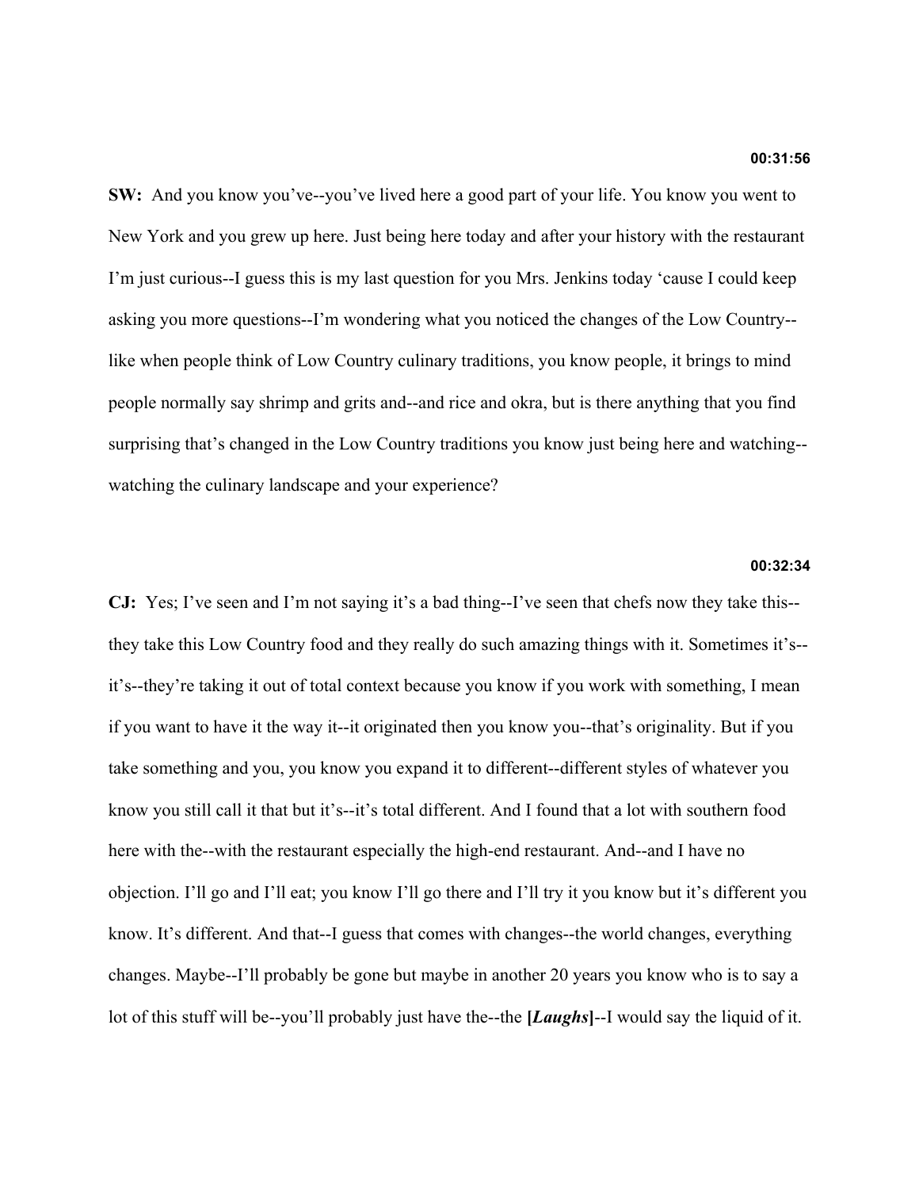**00:31:56**

**SW:** And you know you've--you've lived here a good part of your life. You know you went to New York and you grew up here. Just being here today and after your history with the restaurant I'm just curious--I guess this is my last question for you Mrs. Jenkins today 'cause I could keep asking you more questions--I'm wondering what you noticed the changes of the Low Country--like when people think of Low Country culinary traditions, you know people, it brings to mind people normally say shrimp and grits and--and rice and okra, but is there anything that you find surprising that's changed in the Low Country traditions you know just being here and watching--watching the culinary landscape and your experience?

**00:32:34**

**CJ:** Yes; I've seen and I'm not saying it's a bad thing--I've seen that chefs now they take this--they take this Low Country food and they really do such amazing things with it. Sometimes it's--it's--they're taking it out of total context because you know if you work with something, I mean if you want to have it the way it--it originated then you know you--that's originality. But if you take something and you, you know you expand it to different--different styles of whatever you know you still call it that but it's--it's total different. And I found that a lot with southern food here with the--with the restaurant especially the high-end restaurant. And--and I have no objection. I'll go and I'll eat; you know I'll go there and I'll try it you know but it's different you know. It's different. And that--I guess that comes with changes--the world changes, everything changes. Maybe--I'll probably be gone but maybe in another 20 years you know who is to say a lot of this stuff will be--you'll probably just have the--the **[*Laughs*]**--I would say the liquid of it.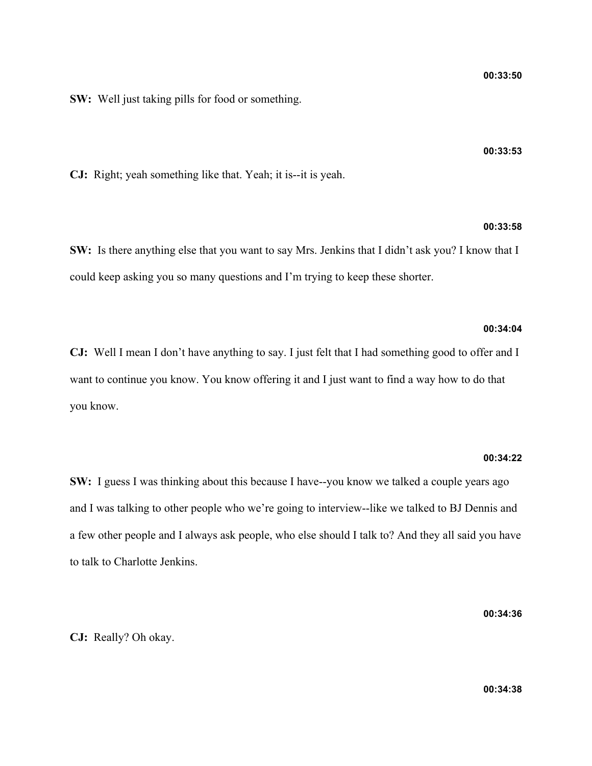00:33:50

**SW:** Well just taking pills for food or something.

00:33:53

**CJ:** Right; yeah something like that. Yeah; it is--it is yeah.

00:33:58

**SW:** Is there anything else that you want to say Mrs. Jenkins that I didn't ask you? I know that I could keep asking you so many questions and I'm trying to keep these shorter.

00:34:04

**CJ:** Well I mean I don't have anything to say. I just felt that I had something good to offer and I want to continue you know. You know offering it and I just want to find a way how to do that you know.

00:34:22

**SW:** I guess I was thinking about this because I have--you know we talked a couple years ago and I was talking to other people who we're going to interview--like we talked to BJ Dennis and a few other people and I always ask people, who else should I talk to? And they all said you have to talk to Charlotte Jenkins.

00:34:36

**CJ:** Really? Oh okay.

00:34:38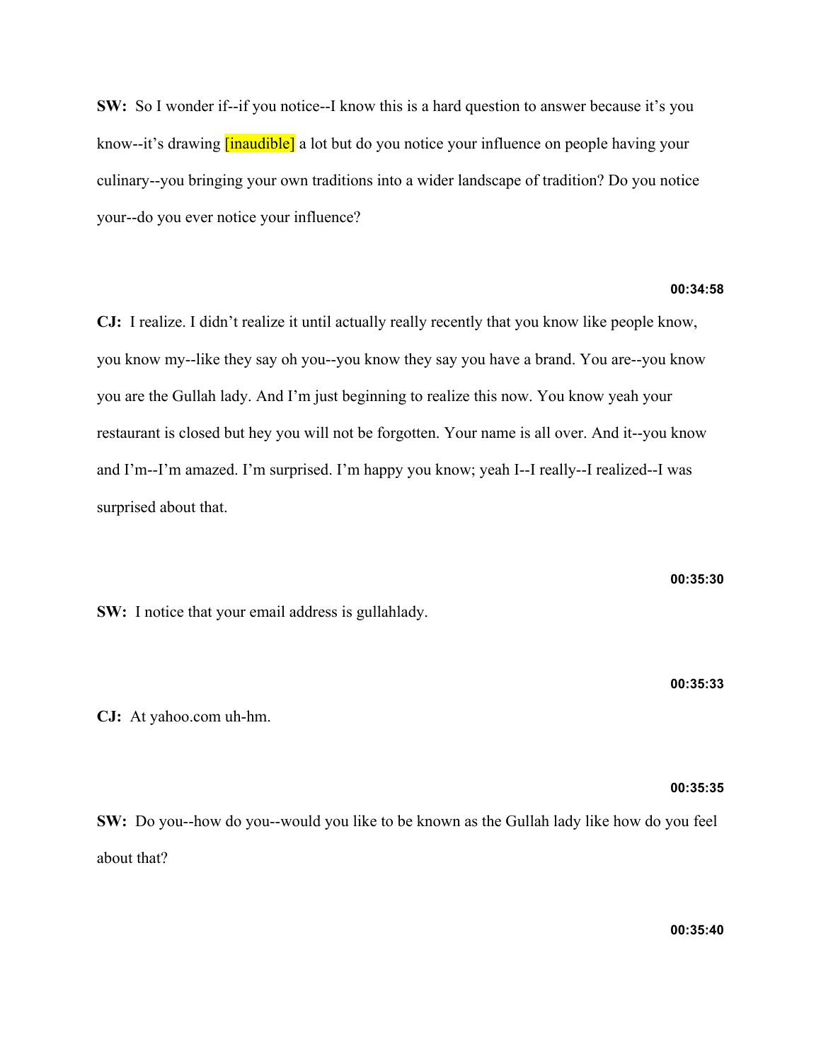**SW:** So I wonder if--if you notice--I know this is a hard question to answer because it's you know--it's drawing [inaudible] a lot but do you notice your influence on people having your culinary--you bringing your own traditions into a wider landscape of tradition? Do you notice your--do you ever notice your influence?

**00:34:58**

**CJ:** I realize. I didn't realize it until actually really recently that you know like people know, you know my--like they say oh you--you know they say you have a brand. You are--you know you are the Gullah lady. And I'm just beginning to realize this now. You know yeah your restaurant is closed but hey you will not be forgotten. Your name is all over. And it--you know and I'm--I'm amazed. I'm surprised. I'm happy you know; yeah I--I really--I realized--I was surprised about that.

**00:35:30**

**SW:** I notice that your email address is gullahlady.

**00:35:33**

**CJ:** At yahoo.com uh-hm.

**00:35:35**

**SW:** Do you--how do you--would you like to be known as the Gullah lady like how do you feel about that?

**00:35:40**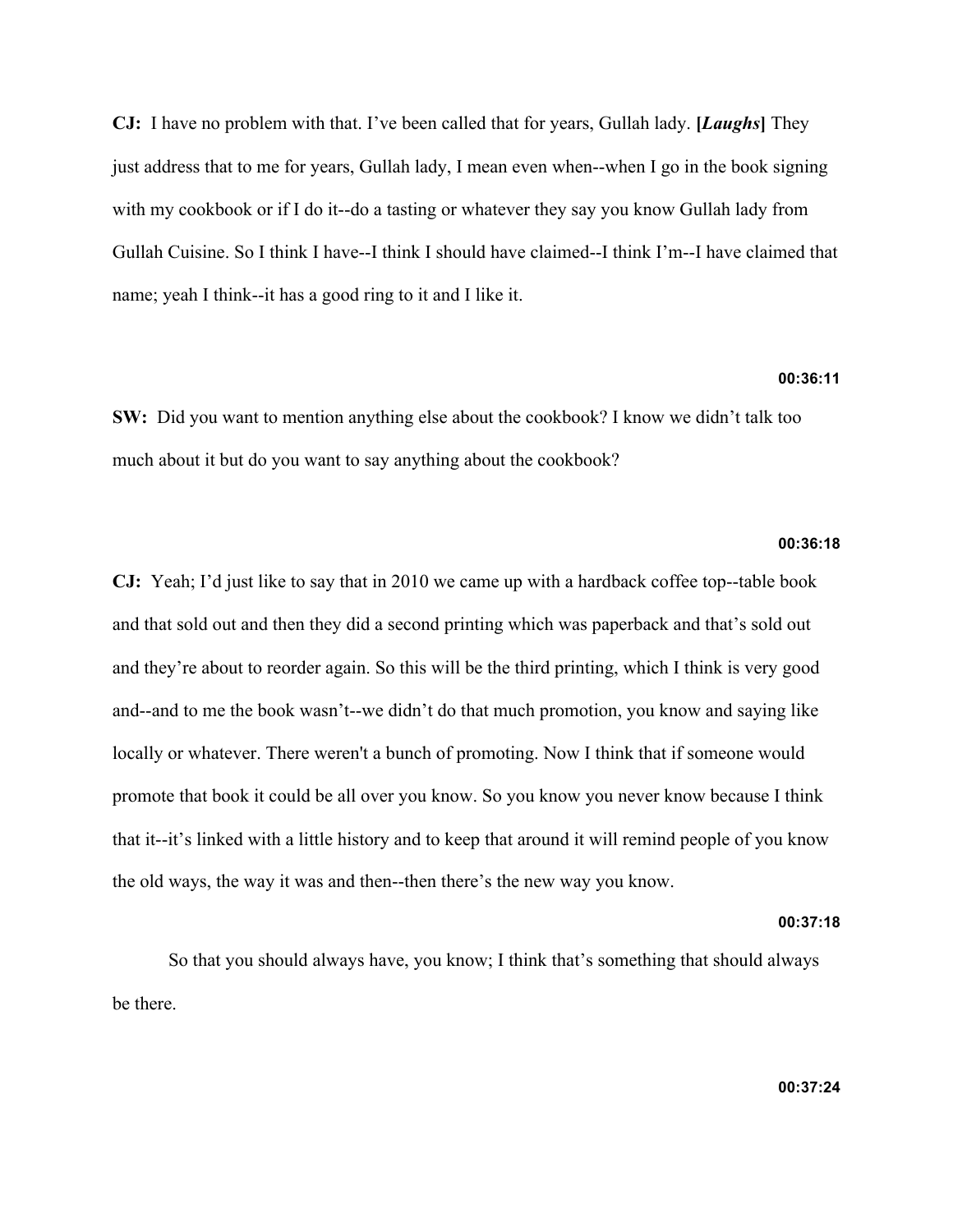**CJ:** I have no problem with that. I've been called that for years, Gullah lady. **[*Laughs*]** They just address that to me for years, Gullah lady, I mean even when--when I go in the book signing with my cookbook or if I do it--do a tasting or whatever they say you know Gullah lady from Gullah Cuisine. So I think I have--I think I should have claimed--I think I'm--I have claimed that name; yeah I think--it has a good ring to it and I like it.

**00:36:11**

**SW:** Did you want to mention anything else about the cookbook? I know we didn't talk too much about it but do you want to say anything about the cookbook?

**00:36:18**

**CJ:** Yeah; I'd just like to say that in 2010 we came up with a hardback coffee top--table book and that sold out and then they did a second printing which was paperback and that's sold out and they're about to reorder again. So this will be the third printing, which I think is very good and--and to me the book wasn't--we didn't do that much promotion, you know and saying like locally or whatever. There weren't a bunch of promoting. Now I think that if someone would promote that book it could be all over you know. So you know you never know because I think that it--it's linked with a little history and to keep that around it will remind people of you know the old ways, the way it was and then--then there's the new way you know.

**00:37:18**

So that you should always have, you know; I think that's something that should always be there.

**00:37:24**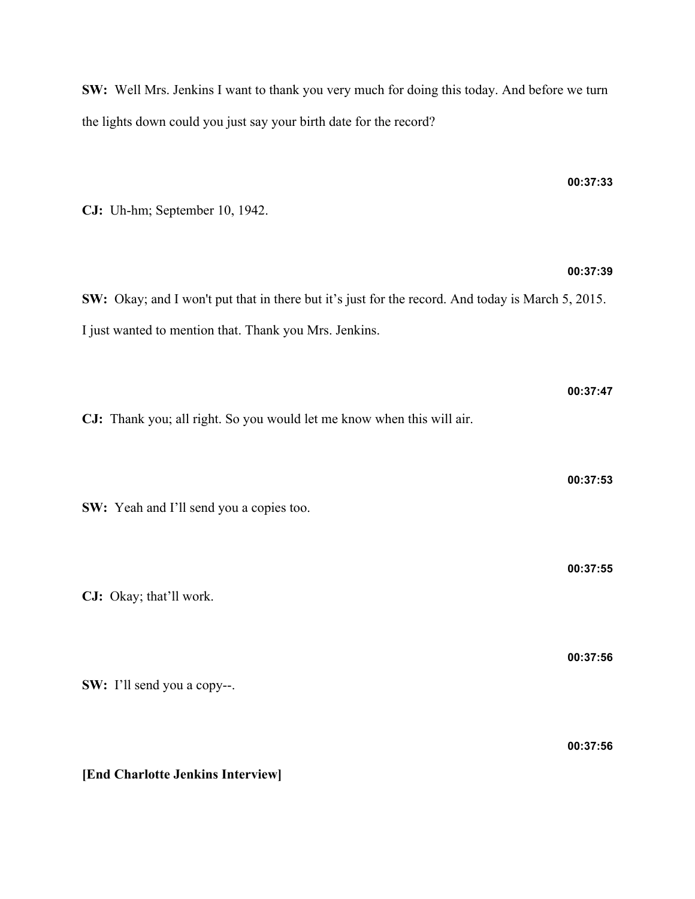**SW:** Well Mrs. Jenkins I want to thank you very much for doing this today. And before we turn the lights down could you just say your birth date for the record?

00:37:33

**CJ:** Uh-hm; September 10, 1942.

00:37:39

**SW:** Okay; and I won't put that in there but it's just for the record. And today is March 5, 2015. I just wanted to mention that. Thank you Mrs. Jenkins.

00:37:47

**CJ:** Thank you; all right. So you would let me know when this will air.

00:37:53

**SW:** Yeah and I'll send you a copies too.

00:37:55

**CJ:** Okay; that'll work.

00:37:56

**SW:** I'll send you a copy--.

00:37:56

**[End Charlotte Jenkins Interview]**